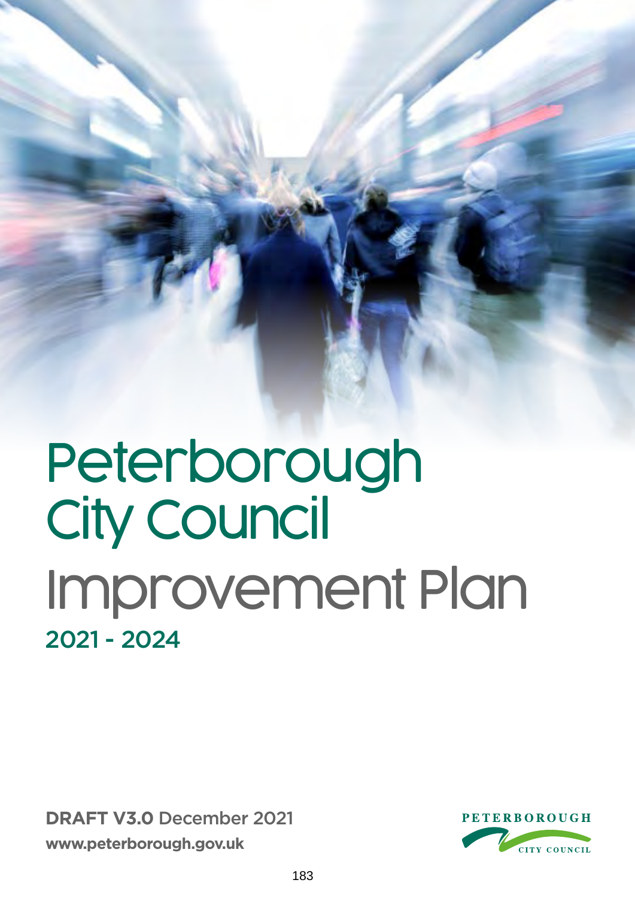# Peterborough City Council

# Improvement Plan

## 2021 - 2024

**DRAFT V3.0** December 2021

**www.peterborough.gov.uk**

PETERBOROUGH CITY COUNCIL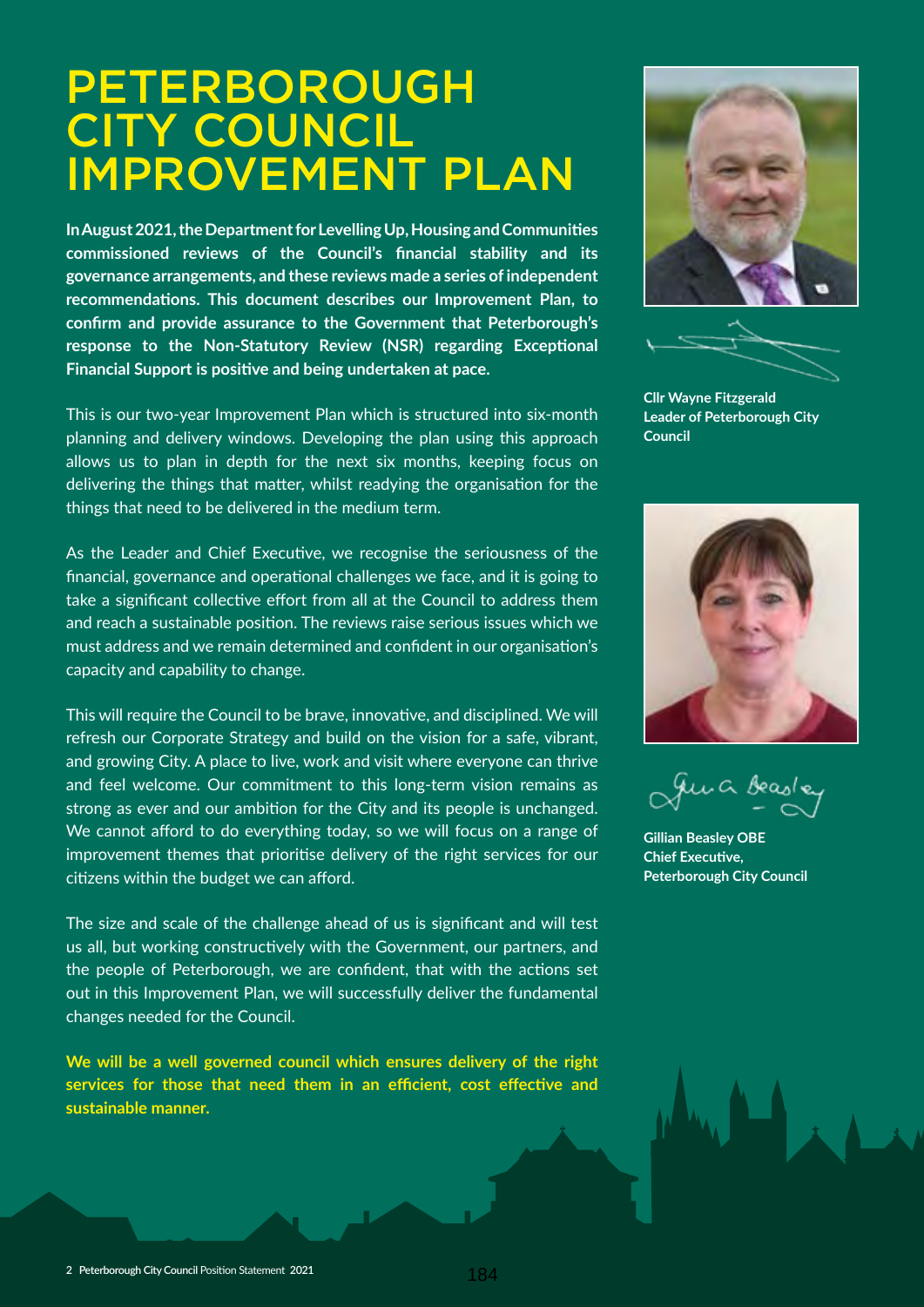# PETERBOROUGH CITY COUNCIL IMPROVEMENT PLAN

**In August 2021, the Department for Levelling Up, Housing and Communities commissioned reviews of the Council's financial stability and its governance arrangements, and these reviews made a series of independent recommendations. This document describes our Improvement Plan, to confirm and provide assurance to the Government that Peterborough's response to the Non-Statutory Review (NSR) regarding Exceptional Financial Support is positive and being undertaken at pace.**

This is our two-year Improvement Plan which is structured into six-month planning and delivery windows. Developing the plan using this approach allows us to plan in depth for the next six months, keeping focus on delivering the things that matter, whilst readying the organisation for the things that need to be delivered in the medium term.

As the Leader and Chief Executive, we recognise the seriousness of the financial, governance and operational challenges we face, and it is going to take a significant collective effort from all at the Council to address them and reach a sustainable position. The reviews raise serious issues which we must address and we remain determined and confident in our organisation's capacity and capability to change.

This will require the Council to be brave, innovative, and disciplined. We will refresh our Corporate Strategy and build on the vision for a safe, vibrant, and growing City. A place to live, work and visit where everyone can thrive and feel welcome. Our commitment to this long-term vision remains as strong as ever and our ambition for the City and its people is unchanged. We cannot afford to do everything today, so we will focus on a range of improvement themes that prioritise delivery of the right services for our citizens within the budget we can afford.

The size and scale of the challenge ahead of us is significant and will test us all, but working constructively with the Government, our partners, and the people of Peterborough, we are confident, that with the actions set out in this Improvement Plan, we will successfully deliver the fundamental changes needed for the Council.

**We will be a well governed council which ensures delivery of the right services for those that need them in an efficient, cost effective and sustainable manner.**

**Cllr Wayne Fitzgerald**
**Leader of Peterborough City Council**

**Gillian Beasley OBE**
**Chief Executive,**
**Peterborough City Council**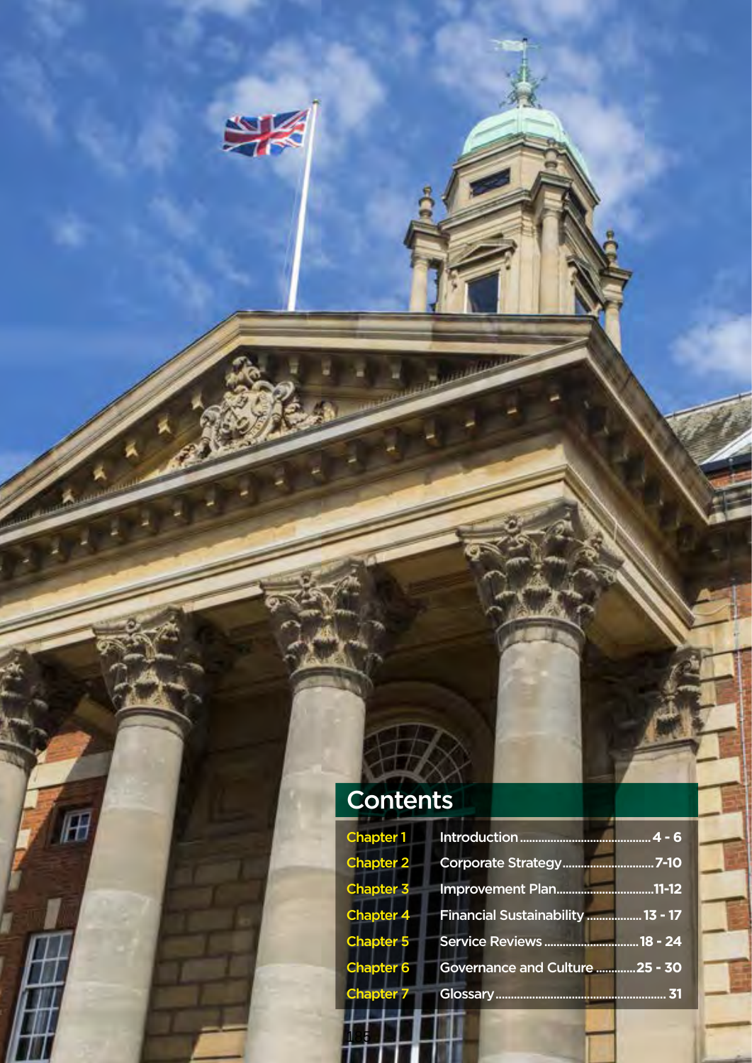## Contents

| | | |
|---|---|---|
| Chapter 1 | Introduction | 4 - 6 |
| Chapter 2 | Corporate Strategy | 7-10 |
| Chapter 3 | Improvement Plan | 11-12 |
| Chapter 4 | Financial Sustainability | 13 - 17 |
| Chapter 5 | Service Reviews | 18 - 24 |
| Chapter 6 | Governance and Culture | 25 - 30 |
| Chapter 7 | Glossary | 31 |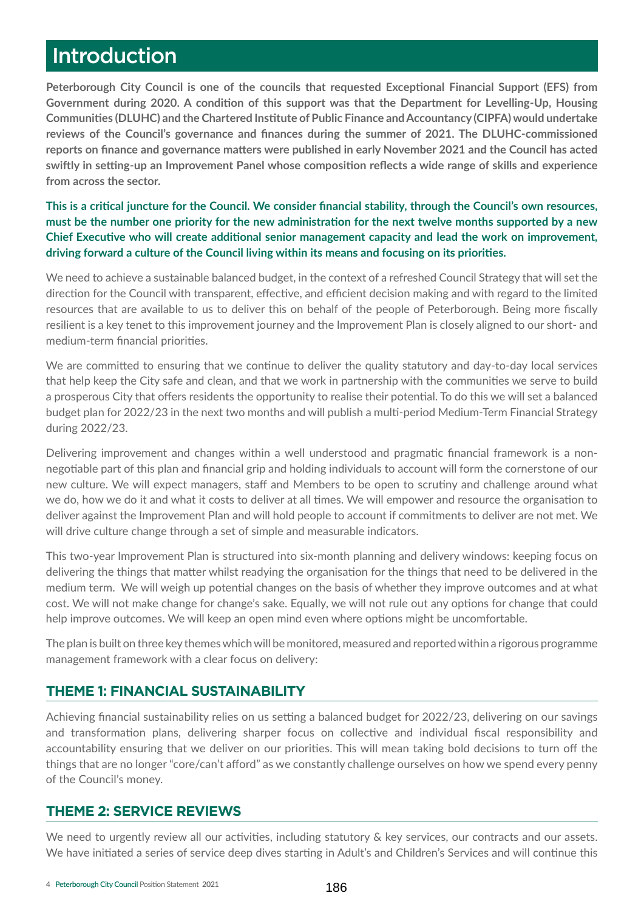# Introduction

**Peterborough City Council is one of the councils that requested Exceptional Financial Support (EFS) from Government during 2020. A condition of this support was that the Department for Levelling-Up, Housing Communities (DLUHC) and the Chartered Institute of Public Finance and Accountancy (CIPFA) would undertake reviews of the Council's governance and finances during the summer of 2021. The DLUHC-commissioned reports on finance and governance matters were published in early November 2021 and the Council has acted swiftly in setting-up an Improvement Panel whose composition reflects a wide range of skills and experience from across the sector.**

**This is a critical juncture for the Council. We consider financial stability, through the Council's own resources, must be the number one priority for the new administration for the next twelve months supported by a new Chief Executive who will create additional senior management capacity and lead the work on improvement, driving forward a culture of the Council living within its means and focusing on its priorities.**

We need to achieve a sustainable balanced budget, in the context of a refreshed Council Strategy that will set the direction for the Council with transparent, effective, and efficient decision making and with regard to the limited resources that are available to us to deliver this on behalf of the people of Peterborough. Being more fiscally resilient is a key tenet to this improvement journey and the Improvement Plan is closely aligned to our short- and medium-term financial priorities.

We are committed to ensuring that we continue to deliver the quality statutory and day-to-day local services that help keep the City safe and clean, and that we work in partnership with the communities we serve to build a prosperous City that offers residents the opportunity to realise their potential. To do this we will set a balanced budget plan for 2022/23 in the next two months and will publish a multi-period Medium-Term Financial Strategy during 2022/23.

Delivering improvement and changes within a well understood and pragmatic financial framework is a non-negotiable part of this plan and financial grip and holding individuals to account will form the cornerstone of our new culture. We will expect managers, staff and Members to be open to scrutiny and challenge around what we do, how we do it and what it costs to deliver at all times. We will empower and resource the organisation to deliver against the Improvement Plan and will hold people to account if commitments to deliver are not met. We will drive culture change through a set of simple and measurable indicators.

This two-year Improvement Plan is structured into six-month planning and delivery windows: keeping focus on delivering the things that matter whilst readying the organisation for the things that need to be delivered in the medium term. We will weigh up potential changes on the basis of whether they improve outcomes and at what cost. We will not make change for change's sake. Equally, we will not rule out any options for change that could help improve outcomes. We will keep an open mind even where options might be uncomfortable.

The plan is built on three key themes which will be monitored, measured and reported within a rigorous programme management framework with a clear focus on delivery:

## THEME 1: FINANCIAL SUSTAINABILITY

Achieving financial sustainability relies on us setting a balanced budget for 2022/23, delivering on our savings and transformation plans, delivering sharper focus on collective and individual fiscal responsibility and accountability ensuring that we deliver on our priorities. This will mean taking bold decisions to turn off the things that are no longer "core/can't afford" as we constantly challenge ourselves on how we spend every penny of the Council's money.

## THEME 2: SERVICE REVIEWS

We need to urgently review all our activities, including statutory & key services, our contracts and our assets. We have initiated a series of service deep dives starting in Adult's and Children's Services and will continue this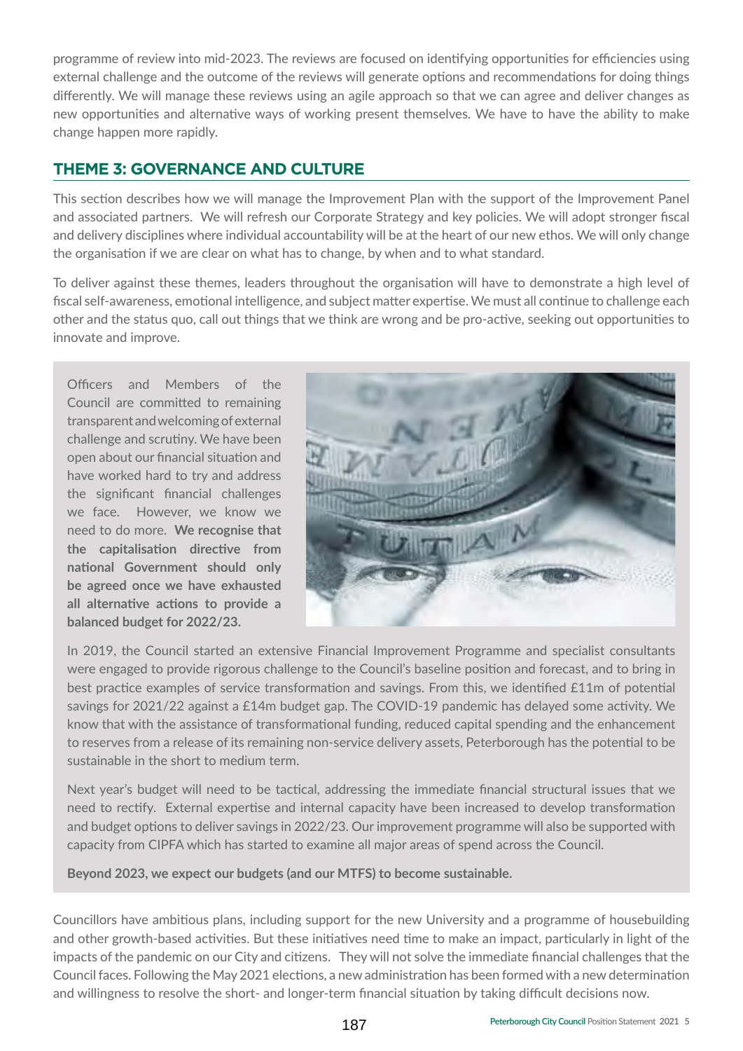programme of review into mid-2023. The reviews are focused on identifying opportunities for efficiencies using external challenge and the outcome of the reviews will generate options and recommendations for doing things differently. We will manage these reviews using an agile approach so that we can agree and deliver changes as new opportunities and alternative ways of working present themselves. We have to have the ability to make change happen more rapidly.

## THEME 3: GOVERNANCE AND CULTURE

This section describes how we will manage the Improvement Plan with the support of the Improvement Panel and associated partners. We will refresh our Corporate Strategy and key policies. We will adopt stronger fiscal and delivery disciplines where individual accountability will be at the heart of our new ethos. We will only change the organisation if we are clear on what has to change, by when and to what standard.

To deliver against these themes, leaders throughout the organisation will have to demonstrate a high level of fiscal self-awareness, emotional intelligence, and subject matter expertise. We must all continue to challenge each other and the status quo, call out things that we think are wrong and be pro-active, seeking out opportunities to innovate and improve.

Officers and Members of the Council are committed to remaining transparent and welcoming of external challenge and scrutiny. We have been open about our financial situation and have worked hard to try and address the significant financial challenges we face. However, we know we need to do more. **We recognise that the capitalisation directive from national Government should only be agreed once we have exhausted all alternative actions to provide a balanced budget for 2022/23.**

In 2019, the Council started an extensive Financial Improvement Programme and specialist consultants were engaged to provide rigorous challenge to the Council's baseline position and forecast, and to bring in best practice examples of service transformation and savings. From this, we identified £11m of potential savings for 2021/22 against a £14m budget gap. The COVID-19 pandemic has delayed some activity. We know that with the assistance of transformational funding, reduced capital spending and the enhancement to reserves from a release of its remaining non-service delivery assets, Peterborough has the potential to be sustainable in the short to medium term.

Next year's budget will need to be tactical, addressing the immediate financial structural issues that we need to rectify. External expertise and internal capacity have been increased to develop transformation and budget options to deliver savings in 2022/23. Our improvement programme will also be supported with capacity from CIPFA which has started to examine all major areas of spend across the Council.

**Beyond 2023, we expect our budgets (and our MTFS) to become sustainable.**

Councillors have ambitious plans, including support for the new University and a programme of housebuilding and other growth-based activities. But these initiatives need time to make an impact, particularly in light of the impacts of the pandemic on our City and citizens. They will not solve the immediate financial challenges that the Council faces. Following the May 2021 elections, a new administration has been formed with a new determination and willingness to resolve the short- and longer-term financial situation by taking difficult decisions now.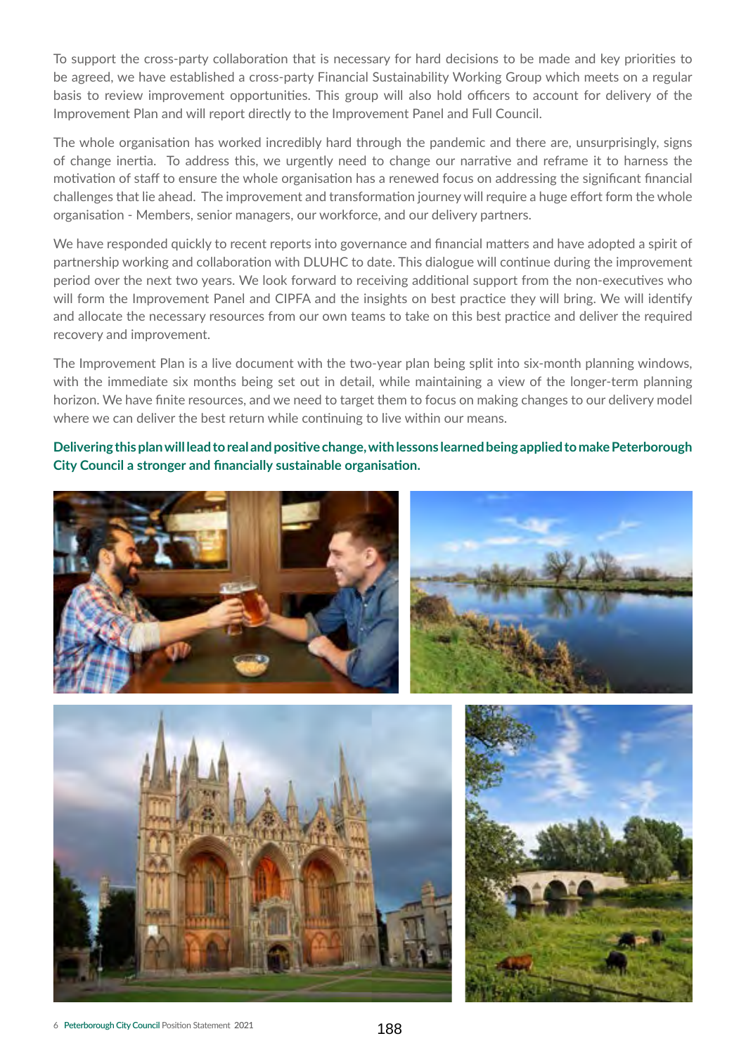To support the cross-party collaboration that is necessary for hard decisions to be made and key priorities to be agreed, we have established a cross-party Financial Sustainability Working Group which meets on a regular basis to review improvement opportunities. This group will also hold officers to account for delivery of the Improvement Plan and will report directly to the Improvement Panel and Full Council.

The whole organisation has worked incredibly hard through the pandemic and there are, unsurprisingly, signs of change inertia. To address this, we urgently need to change our narrative and reframe it to harness the motivation of staff to ensure the whole organisation has a renewed focus on addressing the significant financial challenges that lie ahead. The improvement and transformation journey will require a huge effort form the whole organisation - Members, senior managers, our workforce, and our delivery partners.

We have responded quickly to recent reports into governance and financial matters and have adopted a spirit of partnership working and collaboration with DLUHC to date. This dialogue will continue during the improvement period over the next two years. We look forward to receiving additional support from the non-executives who will form the Improvement Panel and CIPFA and the insights on best practice they will bring. We will identify and allocate the necessary resources from our own teams to take on this best practice and deliver the required recovery and improvement.

The Improvement Plan is a live document with the two-year plan being split into six-month planning windows, with the immediate six months being set out in detail, while maintaining a view of the longer-term planning horizon. We have finite resources, and we need to target them to focus on making changes to our delivery model where we can deliver the best return while continuing to live within our means.

**Delivering this plan will lead to real and positive change, with lessons learned being applied to make Peterborough City Council a stronger and financially sustainable organisation.**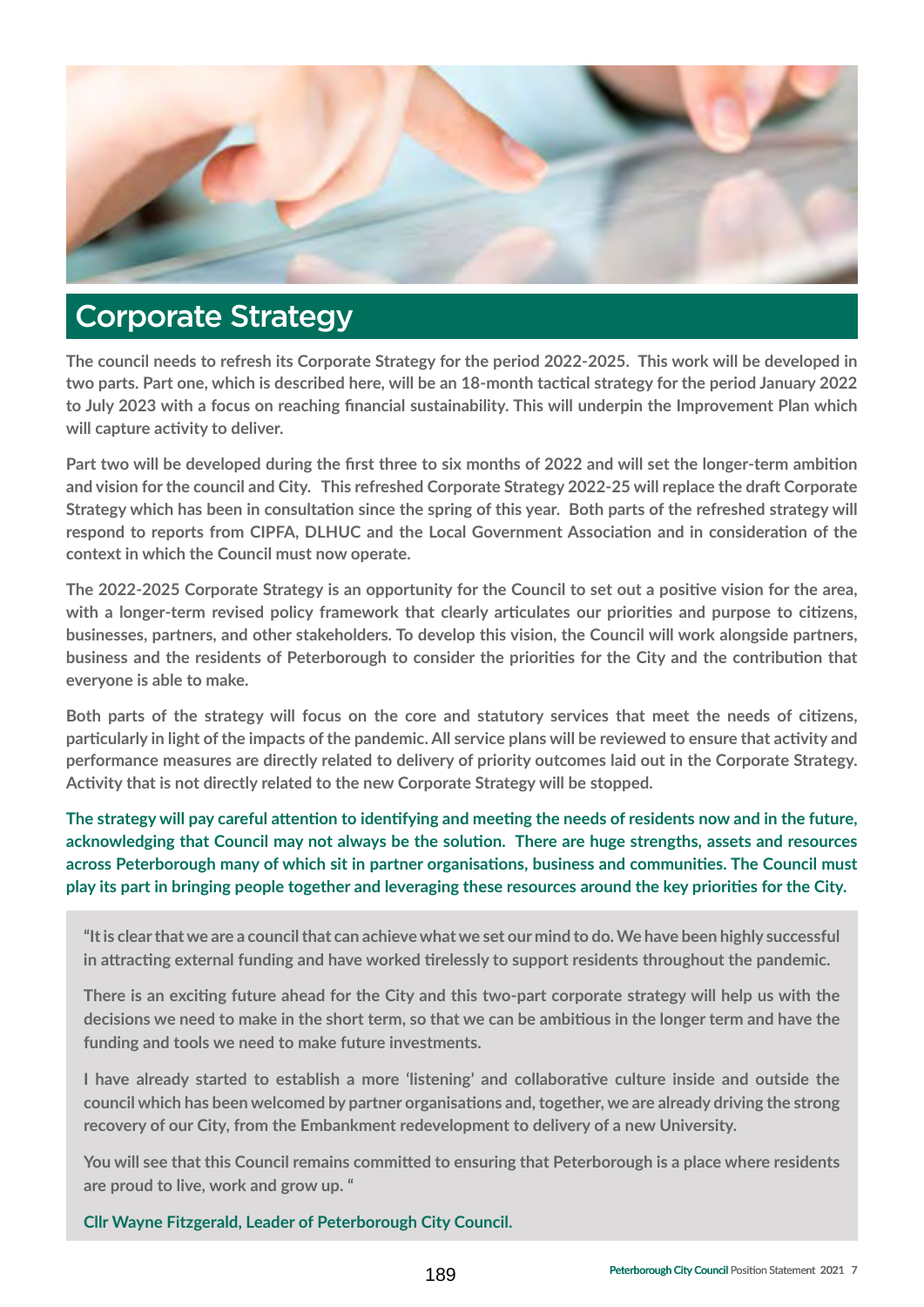# Corporate Strategy

The council needs to refresh its Corporate Strategy for the period 2022-2025. This work will be developed in two parts. Part one, which is described here, will be an 18-month tactical strategy for the period January 2022 to July 2023 with a focus on reaching financial sustainability. This will underpin the Improvement Plan which will capture activity to deliver.

Part two will be developed during the first three to six months of 2022 and will set the longer-term ambition and vision for the council and City. This refreshed Corporate Strategy 2022-25 will replace the draft Corporate Strategy which has been in consultation since the spring of this year. Both parts of the refreshed strategy will respond to reports from CIPFA, DLHUC and the Local Government Association and in consideration of the context in which the Council must now operate.

The 2022-2025 Corporate Strategy is an opportunity for the Council to set out a positive vision for the area, with a longer-term revised policy framework that clearly articulates our priorities and purpose to citizens, businesses, partners, and other stakeholders. To develop this vision, the Council will work alongside partners, business and the residents of Peterborough to consider the priorities for the City and the contribution that everyone is able to make.

Both parts of the strategy will focus on the core and statutory services that meet the needs of citizens, particularly in light of the impacts of the pandemic. All service plans will be reviewed to ensure that activity and performance measures are directly related to delivery of priority outcomes laid out in the Corporate Strategy. Activity that is not directly related to the new Corporate Strategy will be stopped.

**The strategy will pay careful attention to identifying and meeting the needs of residents now and in the future, acknowledging that Council may not always be the solution. There are huge strengths, assets and resources across Peterborough many of which sit in partner organisations, business and communities. The Council must play its part in bringing people together and leveraging these resources around the key priorities for the City.**

"It is clear that we are a council that can achieve what we set our mind to do. We have been highly successful in attracting external funding and have worked tirelessly to support residents throughout the pandemic.

There is an exciting future ahead for the City and this two-part corporate strategy will help us with the decisions we need to make in the short term, so that we can be ambitious in the longer term and have the funding and tools we need to make future investments.

I have already started to establish a more 'listening' and collaborative culture inside and outside the council which has been welcomed by partner organisations and, together, we are already driving the strong recovery of our City, from the Embankment redevelopment to delivery of a new University.

You will see that this Council remains committed to ensuring that Peterborough is a place where residents are proud to live, work and grow up. "

**Cllr Wayne Fitzgerald, Leader of Peterborough City Council.**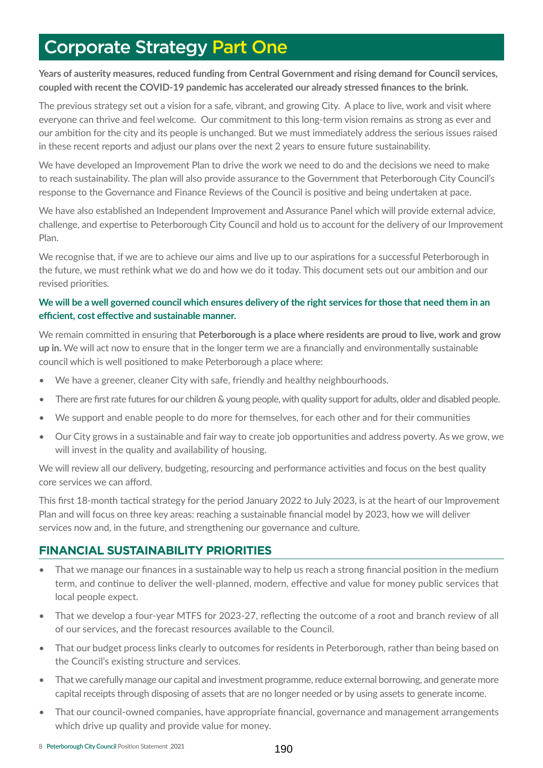# Corporate Strategy Part One

**Years of austerity measures, reduced funding from Central Government and rising demand for Council services, coupled with recent the COVID-19 pandemic has accelerated our already stressed finances to the brink.**

The previous strategy set out a vision for a safe, vibrant, and growing City. A place to live, work and visit where everyone can thrive and feel welcome. Our commitment to this long-term vision remains as strong as ever and our ambition for the city and its people is unchanged. But we must immediately address the serious issues raised in these recent reports and adjust our plans over the next 2 years to ensure future sustainability.

We have developed an Improvement Plan to drive the work we need to do and the decisions we need to make to reach sustainability. The plan will also provide assurance to the Government that Peterborough City Council's response to the Governance and Finance Reviews of the Council is positive and being undertaken at pace.

We have also established an Independent Improvement and Assurance Panel which will provide external advice, challenge, and expertise to Peterborough City Council and hold us to account for the delivery of our Improvement Plan.

We recognise that, if we are to achieve our aims and live up to our aspirations for a successful Peterborough in the future, we must rethink what we do and how we do it today. This document sets out our ambition and our revised priorities.

**We will be a well governed council which ensures delivery of the right services for those that need them in an efficient, cost effective and sustainable manner.**

We remain committed in ensuring that **Peterborough is a place where residents are proud to live, work and grow up in.** We will act now to ensure that in the longer term we are a financially and environmentally sustainable council which is well positioned to make Peterborough a place where:

- We have a greener, cleaner City with safe, friendly and healthy neighbourhoods.
- There are first rate futures for our children & young people, with quality support for adults, older and disabled people.
- We support and enable people to do more for themselves, for each other and for their communities
- Our City grows in a sustainable and fair way to create job opportunities and address poverty. As we grow, we will invest in the quality and availability of housing.

We will review all our delivery, budgeting, resourcing and performance activities and focus on the best quality core services we can afford.

This first 18-month tactical strategy for the period January 2022 to July 2023, is at the heart of our Improvement Plan and will focus on three key areas: reaching a sustainable financial model by 2023, how we will deliver services now and, in the future, and strengthening our governance and culture.

## FINANCIAL SUSTAINABILITY PRIORITIES

- That we manage our finances in a sustainable way to help us reach a strong financial position in the medium term, and continue to deliver the well-planned, modern, effective and value for money public services that local people expect.
- That we develop a four-year MTFS for 2023-27, reflecting the outcome of a root and branch review of all of our services, and the forecast resources available to the Council.
- That our budget process links clearly to outcomes for residents in Peterborough, rather than being based on the Council's existing structure and services.
- That we carefully manage our capital and investment programme, reduce external borrowing, and generate more capital receipts through disposing of assets that are no longer needed or by using assets to generate income.
- That our council-owned companies, have appropriate financial, governance and management arrangements which drive up quality and provide value for money.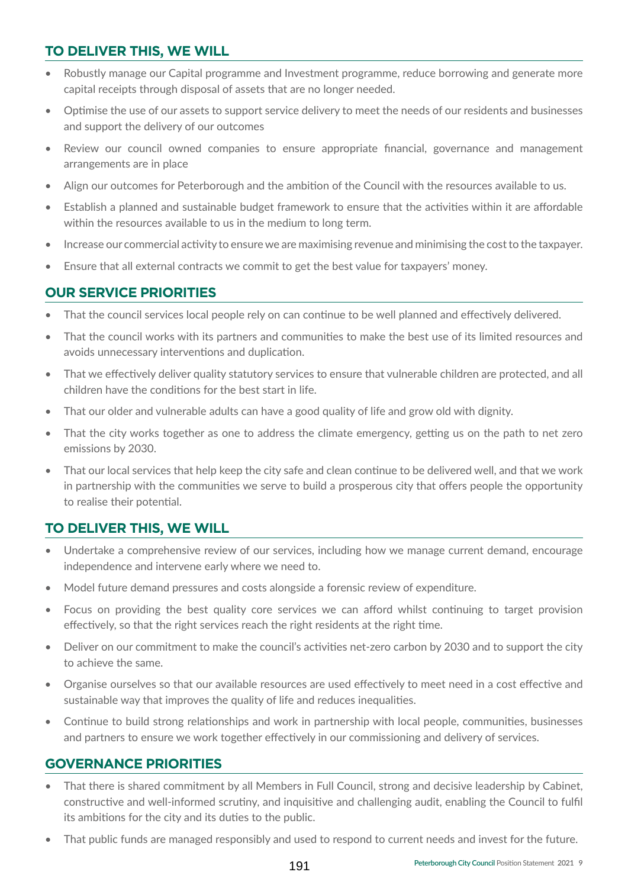## TO DELIVER THIS, WE WILL

- Robustly manage our Capital programme and Investment programme, reduce borrowing and generate more capital receipts through disposal of assets that are no longer needed.
- Optimise the use of our assets to support service delivery to meet the needs of our residents and businesses and support the delivery of our outcomes
- Review our council owned companies to ensure appropriate financial, governance and management arrangements are in place
- Align our outcomes for Peterborough and the ambition of the Council with the resources available to us.
- Establish a planned and sustainable budget framework to ensure that the activities within it are affordable within the resources available to us in the medium to long term.
- Increase our commercial activity to ensure we are maximising revenue and minimising the cost to the taxpayer.
- Ensure that all external contracts we commit to get the best value for taxpayers' money.

## OUR SERVICE PRIORITIES

- That the council services local people rely on can continue to be well planned and effectively delivered.
- That the council works with its partners and communities to make the best use of its limited resources and avoids unnecessary interventions and duplication.
- That we effectively deliver quality statutory services to ensure that vulnerable children are protected, and all children have the conditions for the best start in life.
- That our older and vulnerable adults can have a good quality of life and grow old with dignity.
- That the city works together as one to address the climate emergency, getting us on the path to net zero emissions by 2030.
- That our local services that help keep the city safe and clean continue to be delivered well, and that we work in partnership with the communities we serve to build a prosperous city that offers people the opportunity to realise their potential.

## TO DELIVER THIS, WE WILL

- Undertake a comprehensive review of our services, including how we manage current demand, encourage independence and intervene early where we need to.
- Model future demand pressures and costs alongside a forensic review of expenditure.
- Focus on providing the best quality core services we can afford whilst continuing to target provision effectively, so that the right services reach the right residents at the right time.
- Deliver on our commitment to make the council's activities net-zero carbon by 2030 and to support the city to achieve the same.
- Organise ourselves so that our available resources are used effectively to meet need in a cost effective and sustainable way that improves the quality of life and reduces inequalities.
- Continue to build strong relationships and work in partnership with local people, communities, businesses and partners to ensure we work together effectively in our commissioning and delivery of services.

## GOVERNANCE PRIORITIES

- That there is shared commitment by all Members in Full Council, strong and decisive leadership by Cabinet, constructive and well-informed scrutiny, and inquisitive and challenging audit, enabling the Council to fulfil its ambitions for the city and its duties to the public.
- That public funds are managed responsibly and used to respond to current needs and invest for the future.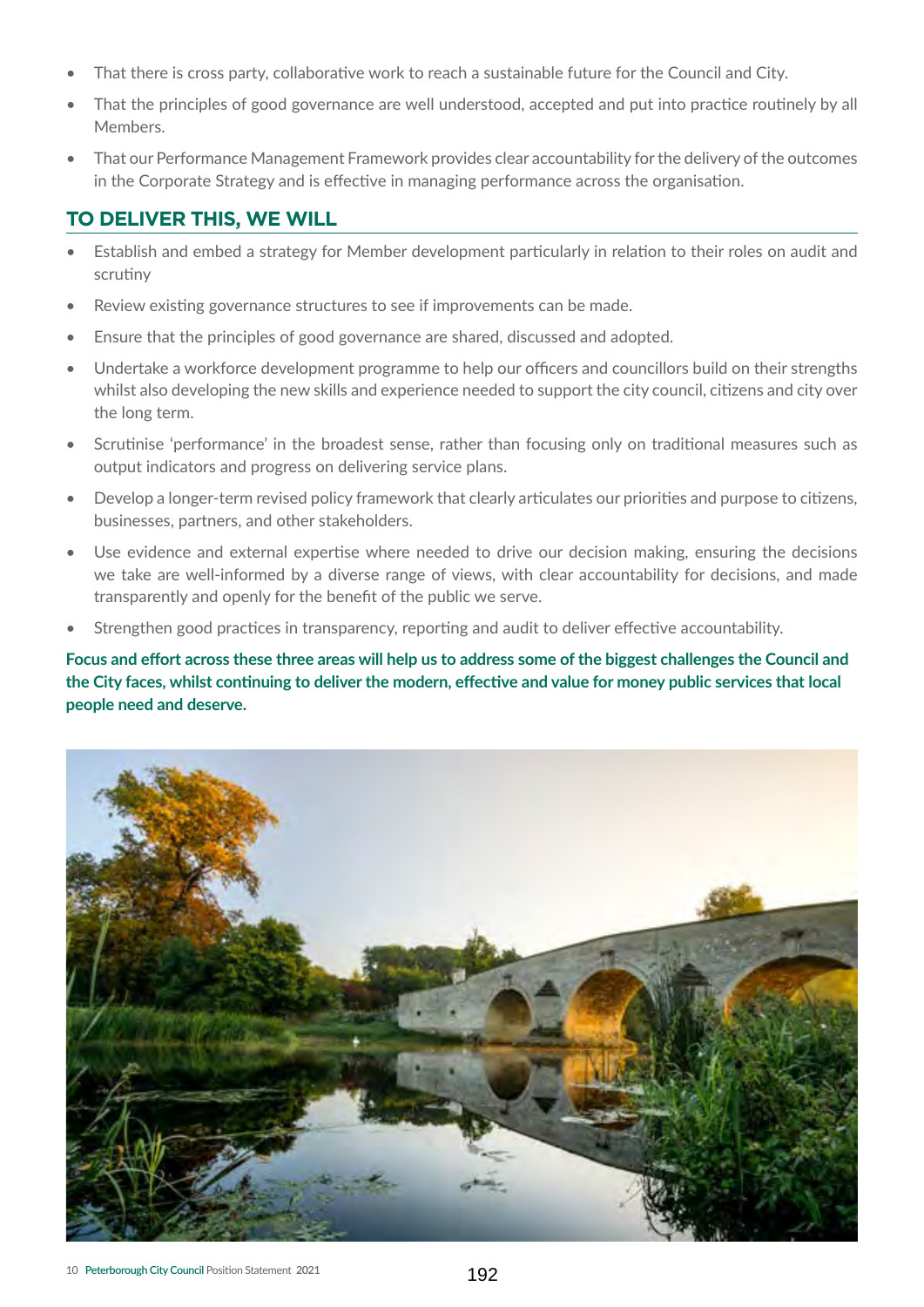- That there is cross party, collaborative work to reach a sustainable future for the Council and City.
- That the principles of good governance are well understood, accepted and put into practice routinely by all Members.
- That our Performance Management Framework provides clear accountability for the delivery of the outcomes in the Corporate Strategy and is effective in managing performance across the organisation.

## TO DELIVER THIS, WE WILL

- Establish and embed a strategy for Member development particularly in relation to their roles on audit and scrutiny
- Review existing governance structures to see if improvements can be made.
- Ensure that the principles of good governance are shared, discussed and adopted.
- Undertake a workforce development programme to help our officers and councillors build on their strengths whilst also developing the new skills and experience needed to support the city council, citizens and city over the long term.
- Scrutinise 'performance' in the broadest sense, rather than focusing only on traditional measures such as output indicators and progress on delivering service plans.
- Develop a longer-term revised policy framework that clearly articulates our priorities and purpose to citizens, businesses, partners, and other stakeholders.
- Use evidence and external expertise where needed to drive our decision making, ensuring the decisions we take are well-informed by a diverse range of views, with clear accountability for decisions, and made transparently and openly for the benefit of the public we serve.
- Strengthen good practices in transparency, reporting and audit to deliver effective accountability.

**Focus and effort across these three areas will help us to address some of the biggest challenges the Council and the City faces, whilst continuing to deliver the modern, effective and value for money public services that local people need and deserve.**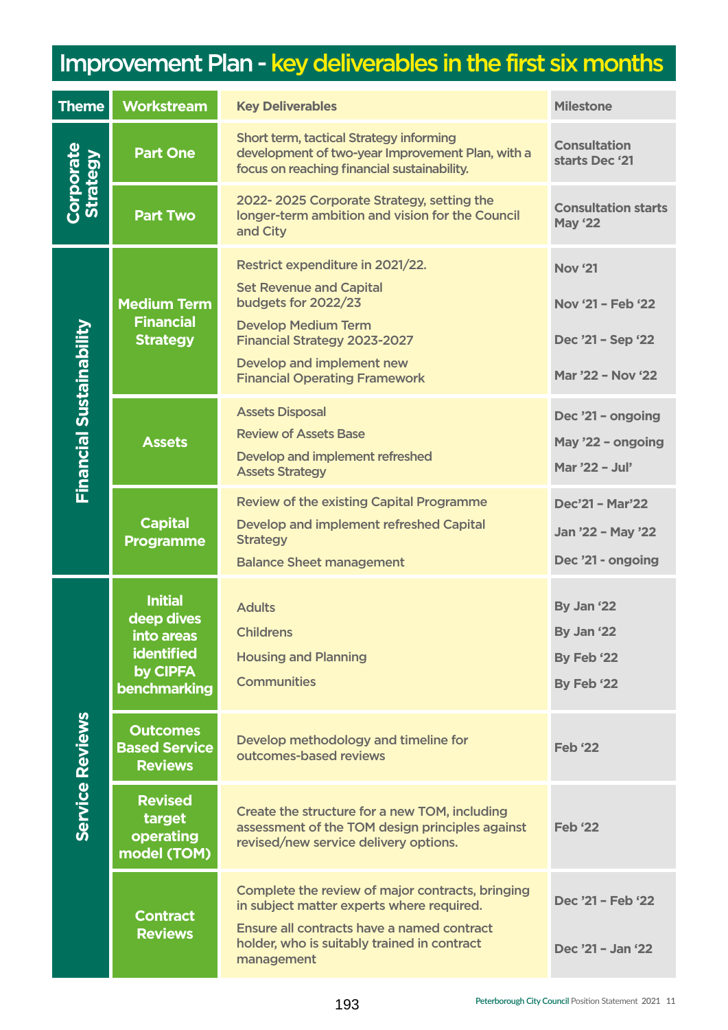# Improvement Plan - key deliverables in the first six months

| Theme | Workstream | Key Deliverables | Milestone |
|---|---|---|---|
| Corporate Strategy | Part One | Short term, tactical Strategy informing development of two-year Improvement Plan, with a focus on reaching financial sustainability. | Consultation starts Dec '21 |
| | Part Two | 2022- 2025 Corporate Strategy, setting the longer-term ambition and vision for the Council and City | Consultation starts May '22 |
| Financial Sustainability | Medium Term Financial Strategy | Restrict expenditure in 2021/22. | Nov '21 |
| | | Set Revenue and Capital budgets for 2022/23 | Nov '21 – Feb '22 |
| | | Develop Medium Term Financial Strategy 2023-2027 | Dec '21 – Sep '22 |
| | | Develop and implement new Financial Operating Framework | Mar '22 – Nov '22 |
| | Assets | Assets Disposal | Dec '21 – ongoing |
| | | Review of Assets Base | May '22 – ongoing |
| | | Develop and implement refreshed Assets Strategy | Mar '22 – Jul' |
| | Capital Programme | Review of the existing Capital Programme | Dec'21 – Mar'22 |
| | | Develop and implement refreshed Capital Strategy | Jan '22 – May '22 |
| | | Balance Sheet management | Dec '21 - ongoing |
| Service Reviews | Initial deep dives into areas identified by CIPFA benchmarking | Adults | By Jan '22 |
| | | Childrens | By Jan '22 |
| | | Housing and Planning | By Feb '22 |
| | | Communities | By Feb '22 |
| | Outcomes Based Service Reviews | Develop methodology and timeline for outcomes-based reviews | Feb '22 |
| | Revised target operating model (TOM) | Create the structure for a new TOM, including assessment of the TOM design principles against revised/new service delivery options. | Feb '22 |
| | Contract Reviews | Complete the review of major contracts, bringing in subject matter experts where required. | Dec '21 – Feb '22 |
| | | Ensure all contracts have a named contract holder, who is suitably trained in contract management | Dec '21 – Jan '22 |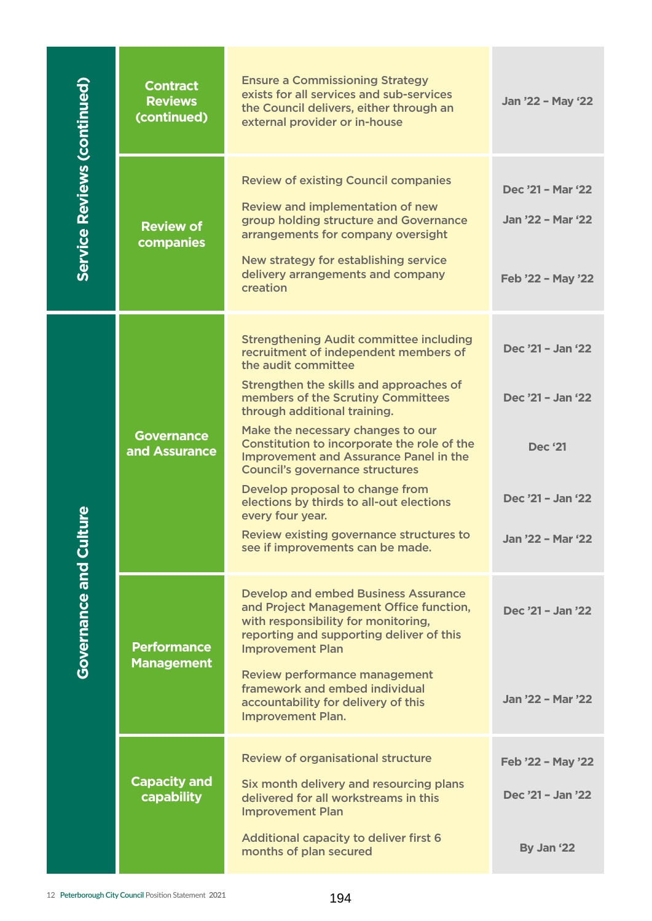| | | | |
|---|---|---|---|
| **Service Reviews (continued)** | **Contract Reviews (continued)** | Ensure a Commissioning Strategy exists for all services and sub-services the Council delivers, either through an external provider or in-house | Jan '22 – May '22 |
| | **Review of companies** | Review of existing Council companies | Dec '21 – Mar '22 |
| | | Review and implementation of new group holding structure and Governance arrangements for company oversight | Jan '22 – Mar '22 |
| | | New strategy for establishing service delivery arrangements and company creation | Feb '22 – May '22 |
| **Governance and Culture** | **Governance and Assurance** | Strengthening Audit committee including recruitment of independent members of the audit committee | Dec '21 – Jan '22 |
| | | Strengthen the skills and approaches of members of the Scrutiny Committees through additional training. | Dec '21 – Jan '22 |
| | | Make the necessary changes to our Constitution to incorporate the role of the Improvement and Assurance Panel in the Council's governance structures | Dec '21 |
| | | Develop proposal to change from elections by thirds to all-out elections every four year. | Dec '21 – Jan '22 |
| | | Review existing governance structures to see if improvements can be made. | Jan '22 – Mar '22 |
| | **Performance Management** | Develop and embed Business Assurance and Project Management Office function, with responsibility for monitoring, reporting and supporting deliver of this Improvement Plan | Dec '21 – Jan '22 |
| | | Review performance management framework and embed individual accountability for delivery of this Improvement Plan. | Jan '22 – Mar '22 |
| | **Capacity and capability** | Review of organisational structure | Feb '22 – May '22 |
| | | Six month delivery and resourcing plans delivered for all workstreams in this Improvement Plan | Dec '21 – Jan '22 |
| | | Additional capacity to deliver first 6 months of plan secured | By Jan '22 |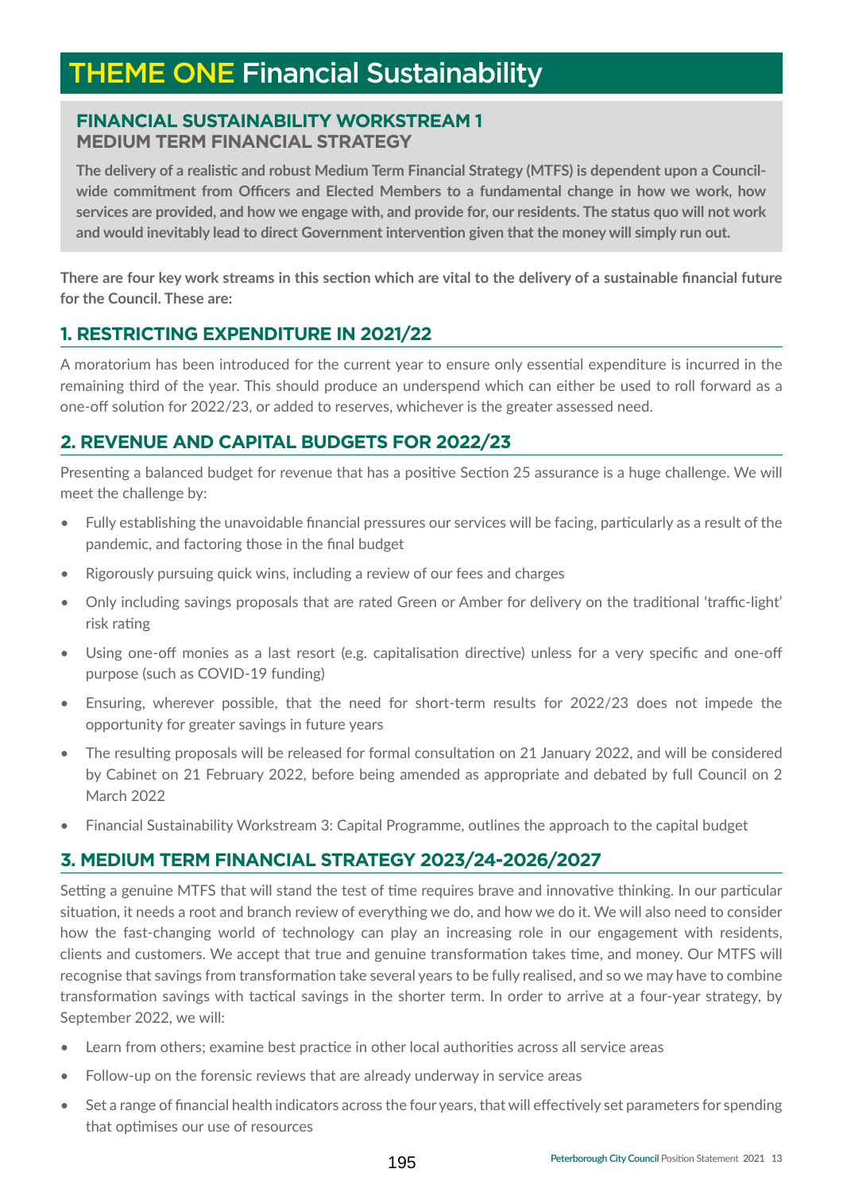# THEME ONE Financial Sustainability

## FINANCIAL SUSTAINABILITY WORKSTREAM 1
### MEDIUM TERM FINANCIAL STRATEGY

**The delivery of a realistic and robust Medium Term Financial Strategy (MTFS) is dependent upon a Council-wide commitment from Officers and Elected Members to a fundamental change in how we work, how services are provided, and how we engage with, and provide for, our residents. The status quo will not work and would inevitably lead to direct Government intervention given that the money will simply run out.**

**There are four key work streams in this section which are vital to the delivery of a sustainable financial future for the Council. These are:**

### 1. RESTRICTING EXPENDITURE IN 2021/22

A moratorium has been introduced for the current year to ensure only essential expenditure is incurred in the remaining third of the year. This should produce an underspend which can either be used to roll forward as a one-off solution for 2022/23, or added to reserves, whichever is the greater assessed need.

### 2. REVENUE AND CAPITAL BUDGETS FOR 2022/23

Presenting a balanced budget for revenue that has a positive Section 25 assurance is a huge challenge. We will meet the challenge by:

- Fully establishing the unavoidable financial pressures our services will be facing, particularly as a result of the pandemic, and factoring those in the final budget
- Rigorously pursuing quick wins, including a review of our fees and charges
- Only including savings proposals that are rated Green or Amber for delivery on the traditional 'traffic-light' risk rating
- Using one-off monies as a last resort (e.g. capitalisation directive) unless for a very specific and one-off purpose (such as COVID-19 funding)
- Ensuring, wherever possible, that the need for short-term results for 2022/23 does not impede the opportunity for greater savings in future years
- The resulting proposals will be released for formal consultation on 21 January 2022, and will be considered by Cabinet on 21 February 2022, before being amended as appropriate and debated by full Council on 2 March 2022
- Financial Sustainability Workstream 3: Capital Programme, outlines the approach to the capital budget

### 3. MEDIUM TERM FINANCIAL STRATEGY 2023/24-2026/2027

Setting a genuine MTFS that will stand the test of time requires brave and innovative thinking. In our particular situation, it needs a root and branch review of everything we do, and how we do it. We will also need to consider how the fast-changing world of technology can play an increasing role in our engagement with residents, clients and customers. We accept that true and genuine transformation takes time, and money. Our MTFS will recognise that savings from transformation take several years to be fully realised, and so we may have to combine transformation savings with tactical savings in the shorter term. In order to arrive at a four-year strategy, by September 2022, we will:

- Learn from others; examine best practice in other local authorities across all service areas
- Follow-up on the forensic reviews that are already underway in service areas
- Set a range of financial health indicators across the four years, that will effectively set parameters for spending that optimises our use of resources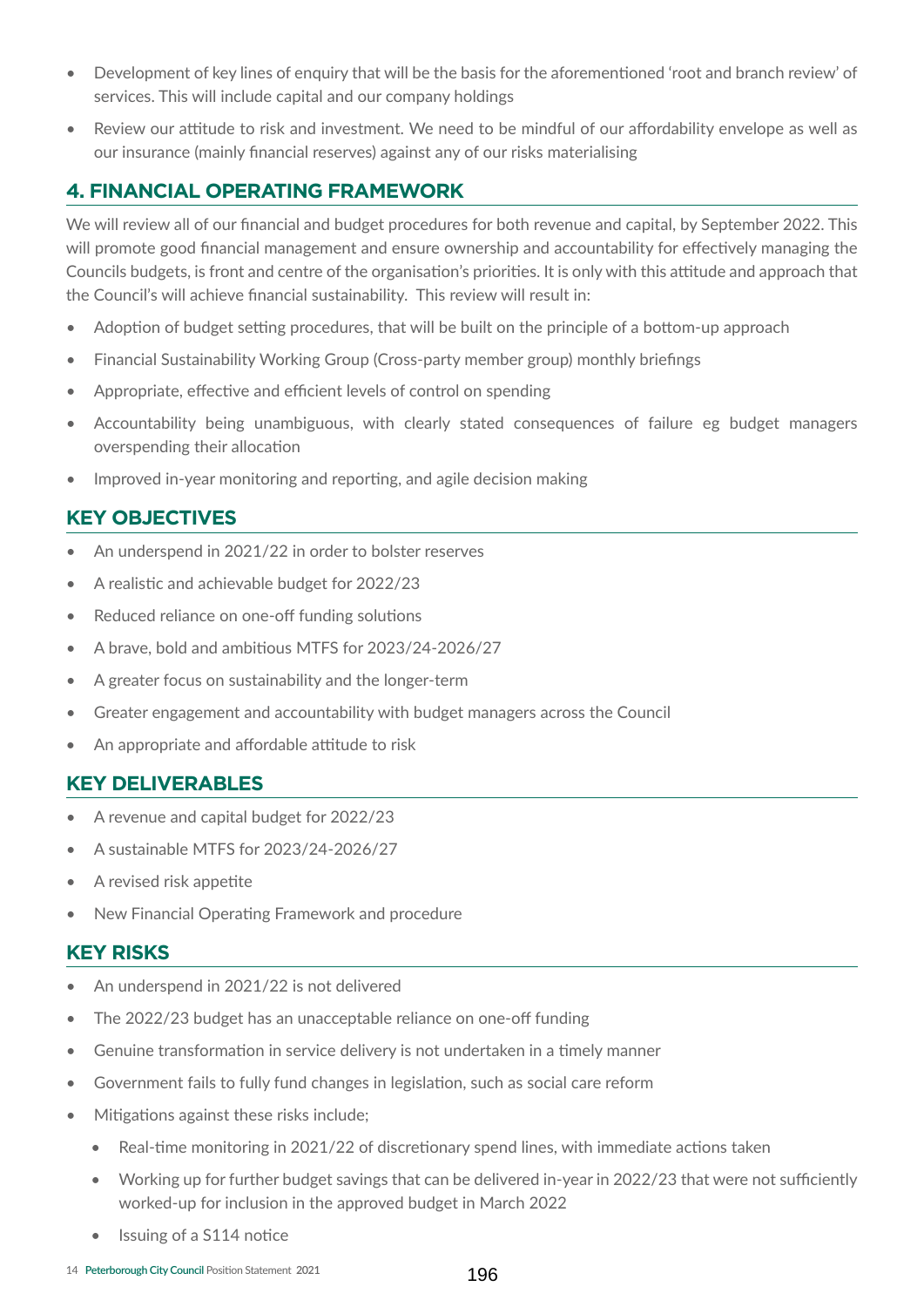- Development of key lines of enquiry that will be the basis for the aforementioned 'root and branch review' of services. This will include capital and our company holdings
- Review our attitude to risk and investment. We need to be mindful of our affordability envelope as well as our insurance (mainly financial reserves) against any of our risks materialising

## 4. FINANCIAL OPERATING FRAMEWORK

We will review all of our financial and budget procedures for both revenue and capital, by September 2022. This will promote good financial management and ensure ownership and accountability for effectively managing the Councils budgets, is front and centre of the organisation's priorities. It is only with this attitude and approach that the Council's will achieve financial sustainability. This review will result in:

- Adoption of budget setting procedures, that will be built on the principle of a bottom-up approach
- Financial Sustainability Working Group (Cross-party member group) monthly briefings
- Appropriate, effective and efficient levels of control on spending
- Accountability being unambiguous, with clearly stated consequences of failure eg budget managers overspending their allocation
- Improved in-year monitoring and reporting, and agile decision making

## KEY OBJECTIVES

- An underspend in 2021/22 in order to bolster reserves
- A realistic and achievable budget for 2022/23
- Reduced reliance on one-off funding solutions
- A brave, bold and ambitious MTFS for 2023/24-2026/27
- A greater focus on sustainability and the longer-term
- Greater engagement and accountability with budget managers across the Council
- An appropriate and affordable attitude to risk

## KEY DELIVERABLES

- A revenue and capital budget for 2022/23
- A sustainable MTFS for 2023/24-2026/27
- A revised risk appetite
- New Financial Operating Framework and procedure

## KEY RISKS

- An underspend in 2021/22 is not delivered
- The 2022/23 budget has an unacceptable reliance on one-off funding
- Genuine transformation in service delivery is not undertaken in a timely manner
- Government fails to fully fund changes in legislation, such as social care reform
- Mitigations against these risks include;
  - Real-time monitoring in 2021/22 of discretionary spend lines, with immediate actions taken
  - Working up for further budget savings that can be delivered in-year in 2022/23 that were not sufficiently worked-up for inclusion in the approved budget in March 2022
  - Issuing of a S114 notice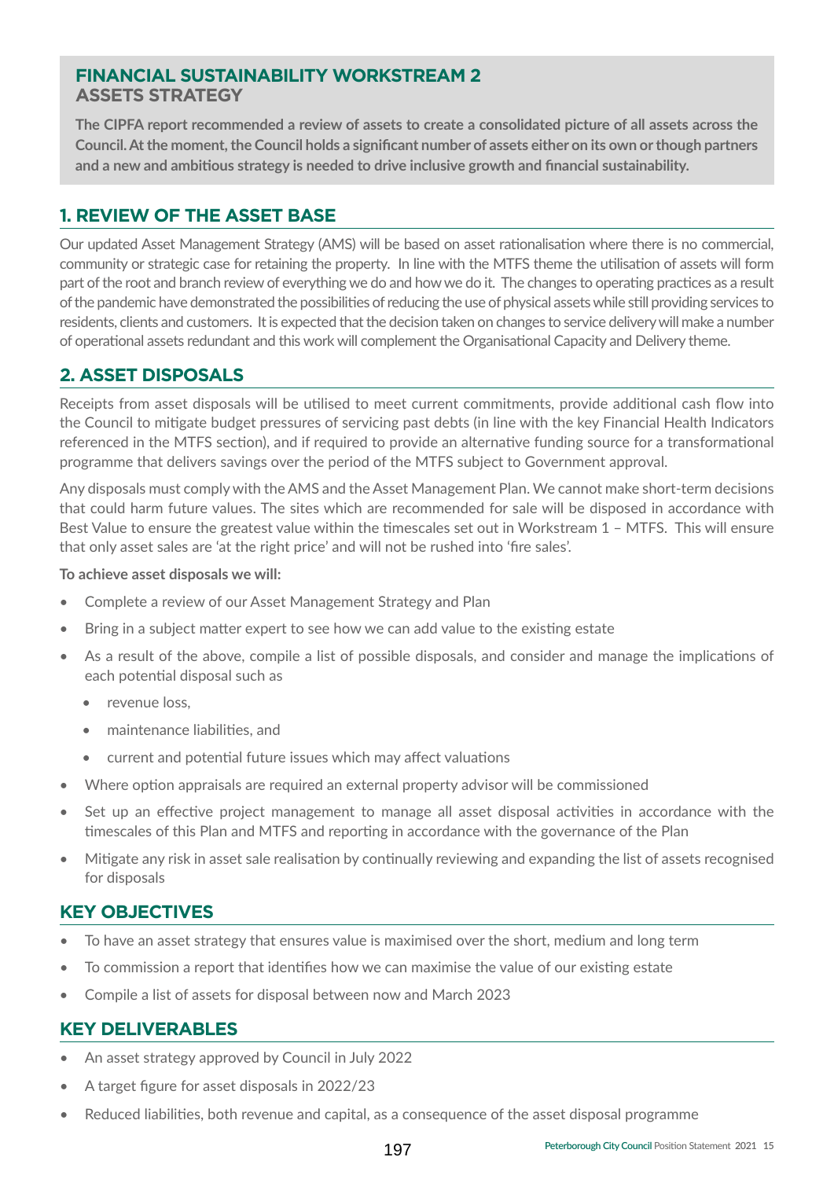## FINANCIAL SUSTAINABILITY WORKSTREAM 2
### ASSETS STRATEGY

**The CIPFA report recommended a review of assets to create a consolidated picture of all assets across the Council. At the moment, the Council holds a significant number of assets either on its own or though partners and a new and ambitious strategy is needed to drive inclusive growth and financial sustainability.**

## 1. REVIEW OF THE ASSET BASE

Our updated Asset Management Strategy (AMS) will be based on asset rationalisation where there is no commercial, community or strategic case for retaining the property. In line with the MTFS theme the utilisation of assets will form part of the root and branch review of everything we do and how we do it. The changes to operating practices as a result of the pandemic have demonstrated the possibilities of reducing the use of physical assets while still providing services to residents, clients and customers. It is expected that the decision taken on changes to service delivery will make a number of operational assets redundant and this work will complement the Organisational Capacity and Delivery theme.

## 2. ASSET DISPOSALS

Receipts from asset disposals will be utilised to meet current commitments, provide additional cash flow into the Council to mitigate budget pressures of servicing past debts (in line with the key Financial Health Indicators referenced in the MTFS section), and if required to provide an alternative funding source for a transformational programme that delivers savings over the period of the MTFS subject to Government approval.

Any disposals must comply with the AMS and the Asset Management Plan. We cannot make short-term decisions that could harm future values. The sites which are recommended for sale will be disposed in accordance with Best Value to ensure the greatest value within the timescales set out in Workstream 1 – MTFS. This will ensure that only asset sales are 'at the right price' and will not be rushed into 'fire sales'.

**To achieve asset disposals we will:**

- Complete a review of our Asset Management Strategy and Plan
- Bring in a subject matter expert to see how we can add value to the existing estate
- As a result of the above, compile a list of possible disposals, and consider and manage the implications of each potential disposal such as
  - revenue loss,
  - maintenance liabilities, and
  - current and potential future issues which may affect valuations
- Where option appraisals are required an external property advisor will be commissioned
- Set up an effective project management to manage all asset disposal activities in accordance with the timescales of this Plan and MTFS and reporting in accordance with the governance of the Plan
- Mitigate any risk in asset sale realisation by continually reviewing and expanding the list of assets recognised for disposals

## KEY OBJECTIVES

- To have an asset strategy that ensures value is maximised over the short, medium and long term
- To commission a report that identifies how we can maximise the value of our existing estate
- Compile a list of assets for disposal between now and March 2023

## KEY DELIVERABLES

- An asset strategy approved by Council in July 2022
- A target figure for asset disposals in 2022/23
- Reduced liabilities, both revenue and capital, as a consequence of the asset disposal programme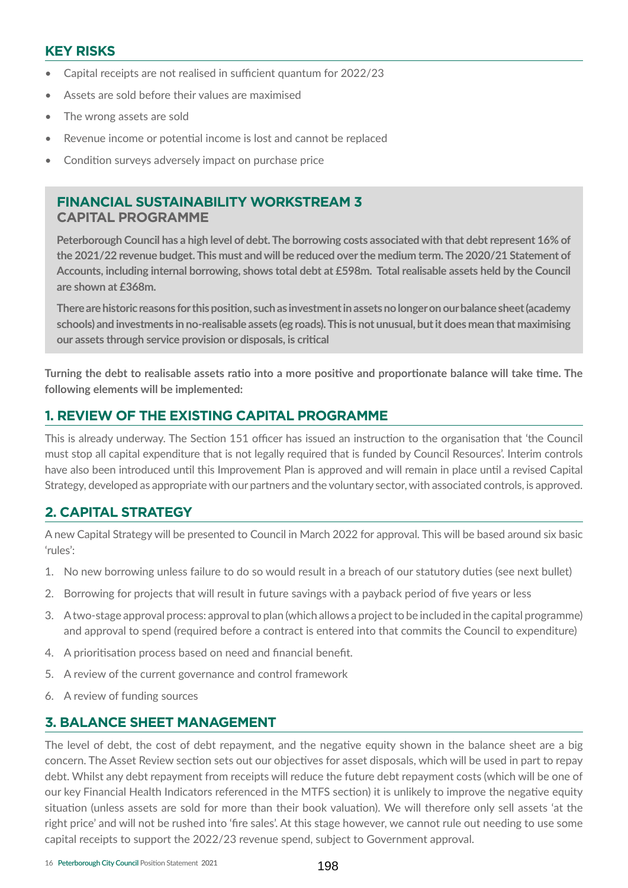## KEY RISKS

- Capital receipts are not realised in sufficient quantum for 2022/23
- Assets are sold before their values are maximised
- The wrong assets are sold
- Revenue income or potential income is lost and cannot be replaced
- Condition surveys adversely impact on purchase price

## FINANCIAL SUSTAINABILITY WORKSTREAM 3
### CAPITAL PROGRAMME

**Peterborough Council has a high level of debt. The borrowing costs associated with that debt represent 16% of the 2021/22 revenue budget. This must and will be reduced over the medium term. The 2020/21 Statement of Accounts, including internal borrowing, shows total debt at £598m. Total realisable assets held by the Council are shown at £368m.**

**There are historic reasons for this position, such as investment in assets no longer on our balance sheet (academy schools) and investments in no-realisable assets (eg roads). This is not unusual, but it does mean that maximising our assets through service provision or disposals, is critical**

**Turning the debt to realisable assets ratio into a more positive and proportionate balance will take time. The following elements will be implemented:**

## 1. REVIEW OF THE EXISTING CAPITAL PROGRAMME

This is already underway. The Section 151 officer has issued an instruction to the organisation that 'the Council must stop all capital expenditure that is not legally required that is funded by Council Resources'. Interim controls have also been introduced until this Improvement Plan is approved and will remain in place until a revised Capital Strategy, developed as appropriate with our partners and the voluntary sector, with associated controls, is approved.

## 2. CAPITAL STRATEGY

A new Capital Strategy will be presented to Council in March 2022 for approval. This will be based around six basic 'rules':

1. No new borrowing unless failure to do so would result in a breach of our statutory duties (see next bullet)
2. Borrowing for projects that will result in future savings with a payback period of five years or less
3. A two-stage approval process: approval to plan (which allows a project to be included in the capital programme) and approval to spend (required before a contract is entered into that commits the Council to expenditure)
4. A prioritisation process based on need and financial benefit.
5. A review of the current governance and control framework
6. A review of funding sources

## 3. BALANCE SHEET MANAGEMENT

The level of debt, the cost of debt repayment, and the negative equity shown in the balance sheet are a big concern. The Asset Review section sets out our objectives for asset disposals, which will be used in part to repay debt. Whilst any debt repayment from receipts will reduce the future debt repayment costs (which will be one of our key Financial Health Indicators referenced in the MTFS section) it is unlikely to improve the negative equity situation (unless assets are sold for more than their book valuation). We will therefore only sell assets 'at the right price' and will not be rushed into 'fire sales'. At this stage however, we cannot rule out needing to use some capital receipts to support the 2022/23 revenue spend, subject to Government approval.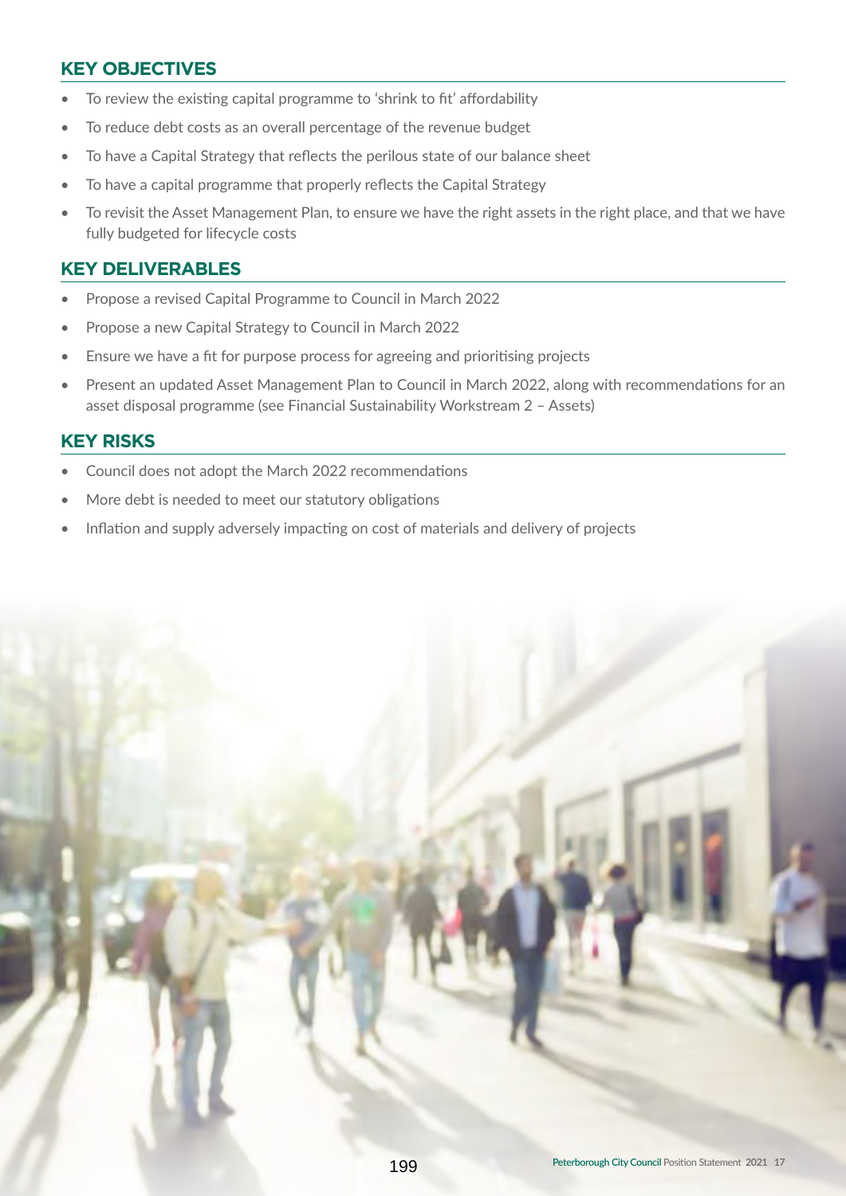## KEY OBJECTIVES

- To review the existing capital programme to 'shrink to fit' affordability
- To reduce debt costs as an overall percentage of the revenue budget
- To have a Capital Strategy that reflects the perilous state of our balance sheet
- To have a capital programme that properly reflects the Capital Strategy
- To revisit the Asset Management Plan, to ensure we have the right assets in the right place, and that we have fully budgeted for lifecycle costs

## KEY DELIVERABLES

- Propose a revised Capital Programme to Council in March 2022
- Propose a new Capital Strategy to Council in March 2022
- Ensure we have a fit for purpose process for agreeing and prioritising projects
- Present an updated Asset Management Plan to Council in March 2022, along with recommendations for an asset disposal programme (see Financial Sustainability Workstream 2 – Assets)

## KEY RISKS

- Council does not adopt the March 2022 recommendations
- More debt is needed to meet our statutory obligations
- Inflation and supply adversely impacting on cost of materials and delivery of projects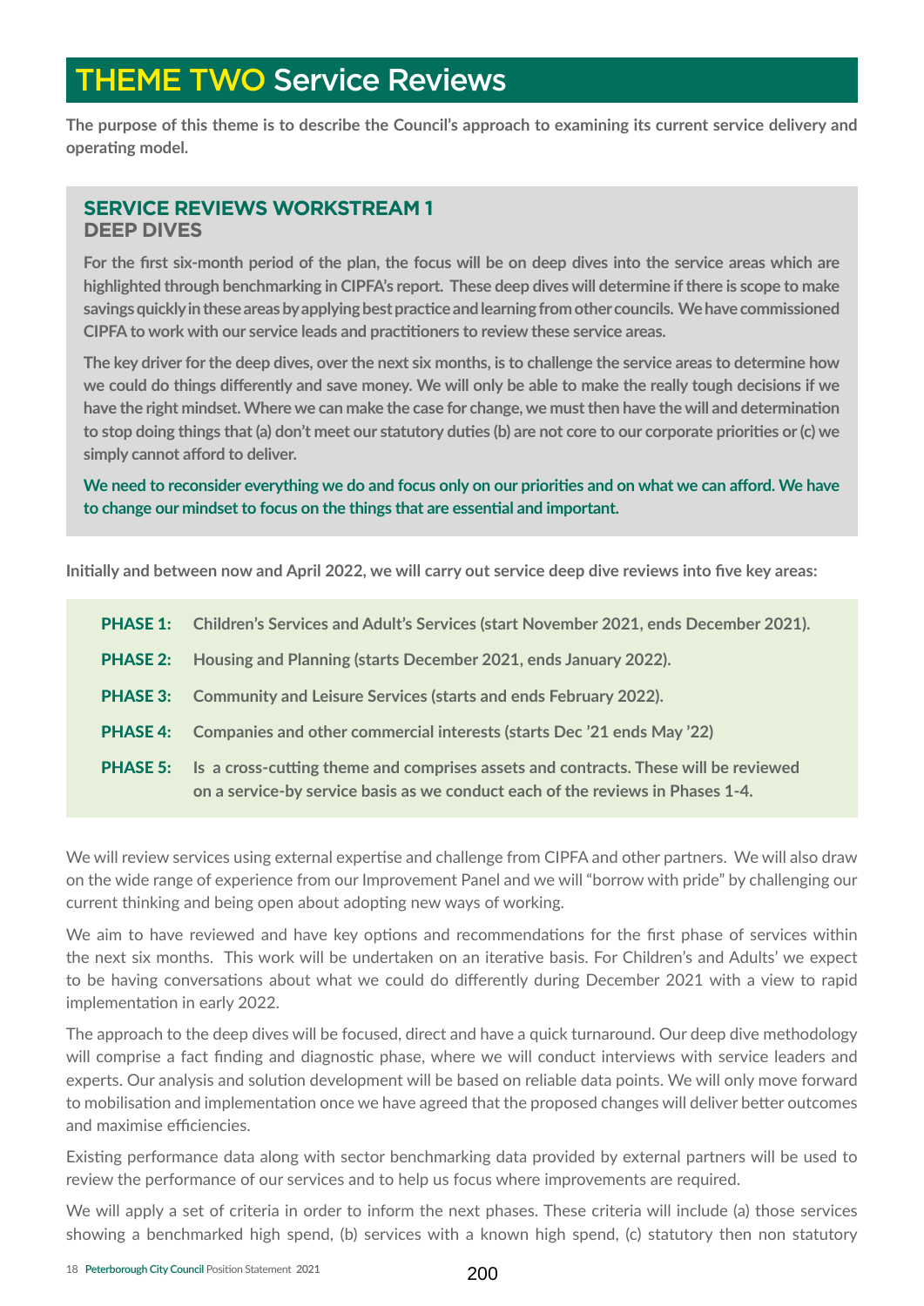# THEME TWO Service Reviews

**The purpose of this theme is to describe the Council's approach to examining its current service delivery and operating model.**

## SERVICE REVIEWS WORKSTREAM 1
### DEEP DIVES

**For the first six-month period of the plan, the focus will be on deep dives into the service areas which are highlighted through benchmarking in CIPFA's report. These deep dives will determine if there is scope to make savings quickly in these areas by applying best practice and learning from other councils. We have commissioned CIPFA to work with our service leads and practitioners to review these service areas.**

**The key driver for the deep dives, over the next six months, is to challenge the service areas to determine how we could do things differently and save money. We will only be able to make the really tough decisions if we have the right mindset. Where we can make the case for change, we must then have the will and determination to stop doing things that (a) don't meet our statutory duties (b) are not core to our corporate priorities or (c) we simply cannot afford to deliver.**

**We need to reconsider everything we do and focus only on our priorities and on what we can afford. We have to change our mindset to focus on the things that are essential and important.**

**Initially and between now and April 2022, we will carry out service deep dive reviews into five key areas:**

| | |
|---|---|
| **PHASE 1:** | **Children's Services and Adult's Services (start November 2021, ends December 2021).** |
| **PHASE 2:** | **Housing and Planning (starts December 2021, ends January 2022).** |
| **PHASE 3:** | **Community and Leisure Services (starts and ends February 2022).** |
| **PHASE 4:** | **Companies and other commercial interests (starts Dec '21 ends May '22)** |
| **PHASE 5:** | **Is a cross-cutting theme and comprises assets and contracts. These will be reviewed on a service-by service basis as we conduct each of the reviews in Phases 1-4.** |

We will review services using external expertise and challenge from CIPFA and other partners. We will also draw on the wide range of experience from our Improvement Panel and we will "borrow with pride" by challenging our current thinking and being open about adopting new ways of working.

We aim to have reviewed and have key options and recommendations for the first phase of services within the next six months. This work will be undertaken on an iterative basis. For Children's and Adults' we expect to be having conversations about what we could do differently during December 2021 with a view to rapid implementation in early 2022.

The approach to the deep dives will be focused, direct and have a quick turnaround. Our deep dive methodology will comprise a fact finding and diagnostic phase, where we will conduct interviews with service leaders and experts. Our analysis and solution development will be based on reliable data points. We will only move forward to mobilisation and implementation once we have agreed that the proposed changes will deliver better outcomes and maximise efficiencies.

Existing performance data along with sector benchmarking data provided by external partners will be used to review the performance of our services and to help us focus where improvements are required.

We will apply a set of criteria in order to inform the next phases. These criteria will include (a) those services showing a benchmarked high spend, (b) services with a known high spend, (c) statutory then non statutory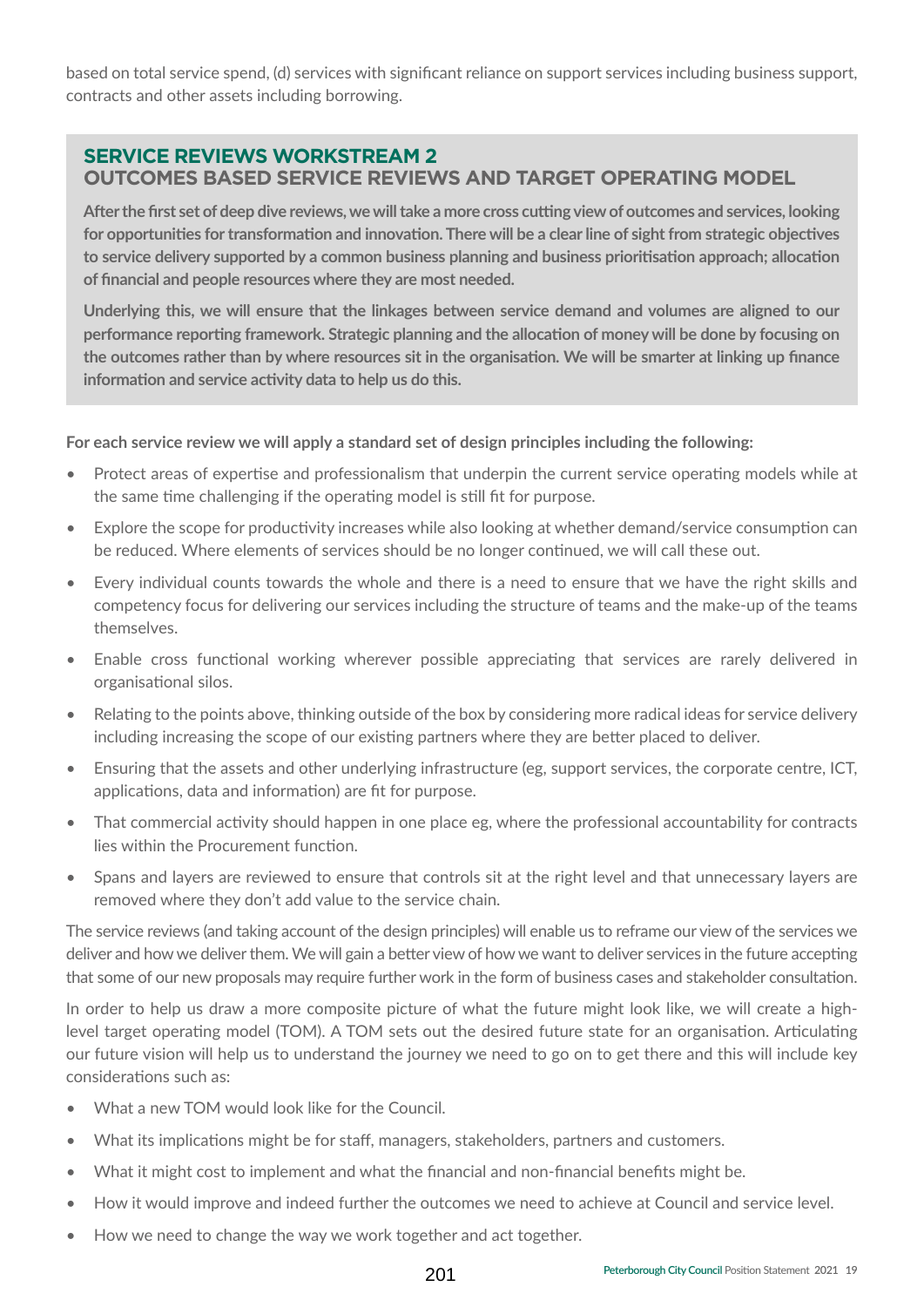based on total service spend, (d) services with significant reliance on support services including business support, contracts and other assets including borrowing.

## SERVICE REVIEWS WORKSTREAM 2
### OUTCOMES BASED SERVICE REVIEWS AND TARGET OPERATING MODEL

**After the first set of deep dive reviews, we will take a more cross cutting view of outcomes and services, looking for opportunities for transformation and innovation. There will be a clear line of sight from strategic objectives to service delivery supported by a common business planning and business prioritisation approach; allocation of financial and people resources where they are most needed.**

**Underlying this, we will ensure that the linkages between service demand and volumes are aligned to our performance reporting framework. Strategic planning and the allocation of money will be done by focusing on the outcomes rather than by where resources sit in the organisation. We will be smarter at linking up finance information and service activity data to help us do this.**

**For each service review we will apply a standard set of design principles including the following:**

- Protect areas of expertise and professionalism that underpin the current service operating models while at the same time challenging if the operating model is still fit for purpose.
- Explore the scope for productivity increases while also looking at whether demand/service consumption can be reduced. Where elements of services should be no longer continued, we will call these out.
- Every individual counts towards the whole and there is a need to ensure that we have the right skills and competency focus for delivering our services including the structure of teams and the make-up of the teams themselves.
- Enable cross functional working wherever possible appreciating that services are rarely delivered in organisational silos.
- Relating to the points above, thinking outside of the box by considering more radical ideas for service delivery including increasing the scope of our existing partners where they are better placed to deliver.
- Ensuring that the assets and other underlying infrastructure (eg, support services, the corporate centre, ICT, applications, data and information) are fit for purpose.
- That commercial activity should happen in one place eg, where the professional accountability for contracts lies within the Procurement function.
- Spans and layers are reviewed to ensure that controls sit at the right level and that unnecessary layers are removed where they don't add value to the service chain.

The service reviews (and taking account of the design principles) will enable us to reframe our view of the services we deliver and how we deliver them. We will gain a better view of how we want to deliver services in the future accepting that some of our new proposals may require further work in the form of business cases and stakeholder consultation.

In order to help us draw a more composite picture of what the future might look like, we will create a high-level target operating model (TOM). A TOM sets out the desired future state for an organisation. Articulating our future vision will help us to understand the journey we need to go on to get there and this will include key considerations such as:

- What a new TOM would look like for the Council.
- What its implications might be for staff, managers, stakeholders, partners and customers.
- What it might cost to implement and what the financial and non-financial benefits might be.
- How it would improve and indeed further the outcomes we need to achieve at Council and service level.
- How we need to change the way we work together and act together.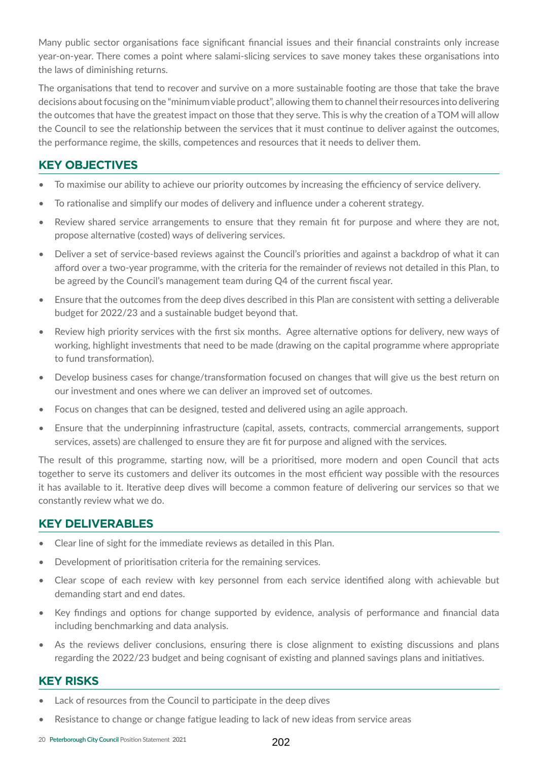Many public sector organisations face significant financial issues and their financial constraints only increase year-on-year. There comes a point where salami-slicing services to save money takes these organisations into the laws of diminishing returns.

The organisations that tend to recover and survive on a more sustainable footing are those that take the brave decisions about focusing on the "minimum viable product", allowing them to channel their resources into delivering the outcomes that have the greatest impact on those that they serve. This is why the creation of a TOM will allow the Council to see the relationship between the services that it must continue to deliver against the outcomes, the performance regime, the skills, competences and resources that it needs to deliver them.

## KEY OBJECTIVES

- To maximise our ability to achieve our priority outcomes by increasing the efficiency of service delivery.
- To rationalise and simplify our modes of delivery and influence under a coherent strategy.
- Review shared service arrangements to ensure that they remain fit for purpose and where they are not, propose alternative (costed) ways of delivering services.
- Deliver a set of service-based reviews against the Council's priorities and against a backdrop of what it can afford over a two-year programme, with the criteria for the remainder of reviews not detailed in this Plan, to be agreed by the Council's management team during Q4 of the current fiscal year.
- Ensure that the outcomes from the deep dives described in this Plan are consistent with setting a deliverable budget for 2022/23 and a sustainable budget beyond that.
- Review high priority services with the first six months. Agree alternative options for delivery, new ways of working, highlight investments that need to be made (drawing on the capital programme where appropriate to fund transformation).
- Develop business cases for change/transformation focused on changes that will give us the best return on our investment and ones where we can deliver an improved set of outcomes.
- Focus on changes that can be designed, tested and delivered using an agile approach.
- Ensure that the underpinning infrastructure (capital, assets, contracts, commercial arrangements, support services, assets) are challenged to ensure they are fit for purpose and aligned with the services.

The result of this programme, starting now, will be a prioritised, more modern and open Council that acts together to serve its customers and deliver its outcomes in the most efficient way possible with the resources it has available to it. Iterative deep dives will become a common feature of delivering our services so that we constantly review what we do.

## KEY DELIVERABLES

- Clear line of sight for the immediate reviews as detailed in this Plan.
- Development of prioritisation criteria for the remaining services.
- Clear scope of each review with key personnel from each service identified along with achievable but demanding start and end dates.
- Key findings and options for change supported by evidence, analysis of performance and financial data including benchmarking and data analysis.
- As the reviews deliver conclusions, ensuring there is close alignment to existing discussions and plans regarding the 2022/23 budget and being cognisant of existing and planned savings plans and initiatives.

## KEY RISKS

- Lack of resources from the Council to participate in the deep dives
- Resistance to change or change fatigue leading to lack of new ideas from service areas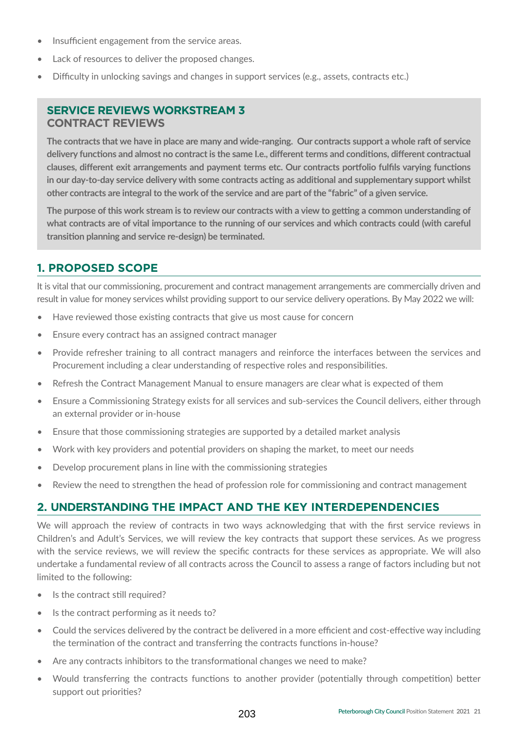- Insufficient engagement from the service areas.
- Lack of resources to deliver the proposed changes.
- Difficulty in unlocking savings and changes in support services (e.g., assets, contracts etc.)

## SERVICE REVIEWS WORKSTREAM 3
## CONTRACT REVIEWS

**The contracts that we have in place are many and wide-ranging. Our contracts support a whole raft of service delivery functions and almost no contract is the same I.e., different terms and conditions, different contractual clauses, different exit arrangements and payment terms etc. Our contracts portfolio fulfils varying functions in our day-to-day service delivery with some contracts acting as additional and supplementary support whilst other contracts are integral to the work of the service and are part of the "fabric" of a given service.**

**The purpose of this work stream is to review our contracts with a view to getting a common understanding of what contracts are of vital importance to the running of our services and which contracts could (with careful transition planning and service re-design) be terminated.**

## 1. PROPOSED SCOPE

It is vital that our commissioning, procurement and contract management arrangements are commercially driven and result in value for money services whilst providing support to our service delivery operations. By May 2022 we will:

- Have reviewed those existing contracts that give us most cause for concern
- Ensure every contract has an assigned contract manager
- Provide refresher training to all contract managers and reinforce the interfaces between the services and Procurement including a clear understanding of respective roles and responsibilities.
- Refresh the Contract Management Manual to ensure managers are clear what is expected of them
- Ensure a Commissioning Strategy exists for all services and sub-services the Council delivers, either through an external provider or in-house
- Ensure that those commissioning strategies are supported by a detailed market analysis
- Work with key providers and potential providers on shaping the market, to meet our needs
- Develop procurement plans in line with the commissioning strategies
- Review the need to strengthen the head of profession role for commissioning and contract management

## 2. UNDERSTANDING THE IMPACT AND THE KEY INTERDEPENDENCIES

We will approach the review of contracts in two ways acknowledging that with the first service reviews in Children's and Adult's Services, we will review the key contracts that support these services. As we progress with the service reviews, we will review the specific contracts for these services as appropriate. We will also undertake a fundamental review of all contracts across the Council to assess a range of factors including but not limited to the following:

- Is the contract still required?
- Is the contract performing as it needs to?
- Could the services delivered by the contract be delivered in a more efficient and cost-effective way including the termination of the contract and transferring the contracts functions in-house?
- Are any contracts inhibitors to the transformational changes we need to make?
- Would transferring the contracts functions to another provider (potentially through competition) better support out priorities?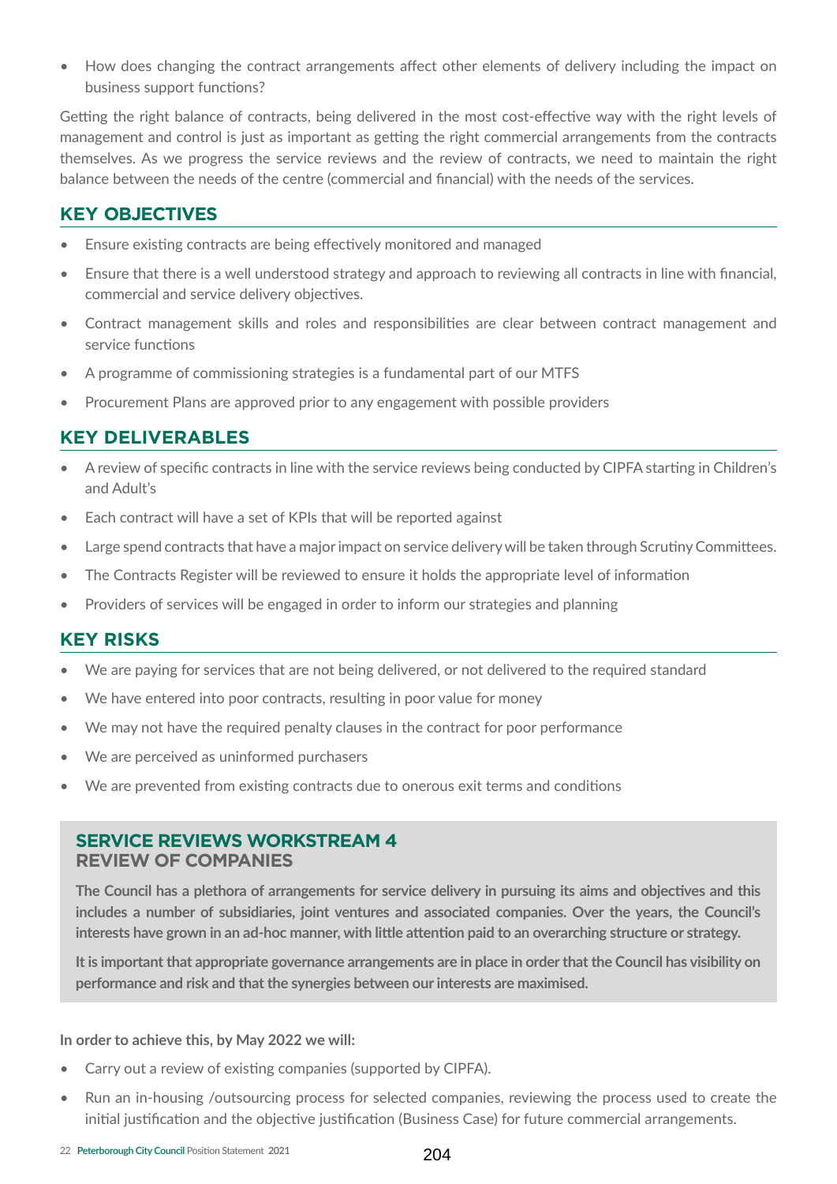- How does changing the contract arrangements affect other elements of delivery including the impact on business support functions?

Getting the right balance of contracts, being delivered in the most cost-effective way with the right levels of management and control is just as important as getting the right commercial arrangements from the contracts themselves. As we progress the service reviews and the review of contracts, we need to maintain the right balance between the needs of the centre (commercial and financial) with the needs of the services.

## KEY OBJECTIVES

- Ensure existing contracts are being effectively monitored and managed
- Ensure that there is a well understood strategy and approach to reviewing all contracts in line with financial, commercial and service delivery objectives.
- Contract management skills and roles and responsibilities are clear between contract management and service functions
- A programme of commissioning strategies is a fundamental part of our MTFS
- Procurement Plans are approved prior to any engagement with possible providers

## KEY DELIVERABLES

- A review of specific contracts in line with the service reviews being conducted by CIPFA starting in Children's and Adult's
- Each contract will have a set of KPIs that will be reported against
- Large spend contracts that have a major impact on service delivery will be taken through Scrutiny Committees.
- The Contracts Register will be reviewed to ensure it holds the appropriate level of information
- Providers of services will be engaged in order to inform our strategies and planning

## KEY RISKS

- We are paying for services that are not being delivered, or not delivered to the required standard
- We have entered into poor contracts, resulting in poor value for money
- We may not have the required penalty clauses in the contract for poor performance
- We are perceived as uninformed purchasers
- We are prevented from existing contracts due to onerous exit terms and conditions

## SERVICE REVIEWS WORKSTREAM 4
### REVIEW OF COMPANIES

**The Council has a plethora of arrangements for service delivery in pursuing its aims and objectives and this includes a number of subsidiaries, joint ventures and associated companies. Over the years, the Council's interests have grown in an ad-hoc manner, with little attention paid to an overarching structure or strategy.**

**It is important that appropriate governance arrangements are in place in order that the Council has visibility on performance and risk and that the synergies between our interests are maximised.**

**In order to achieve this, by May 2022 we will:**

- Carry out a review of existing companies (supported by CIPFA).
- Run an in-housing /outsourcing process for selected companies, reviewing the process used to create the initial justification and the objective justification (Business Case) for future commercial arrangements.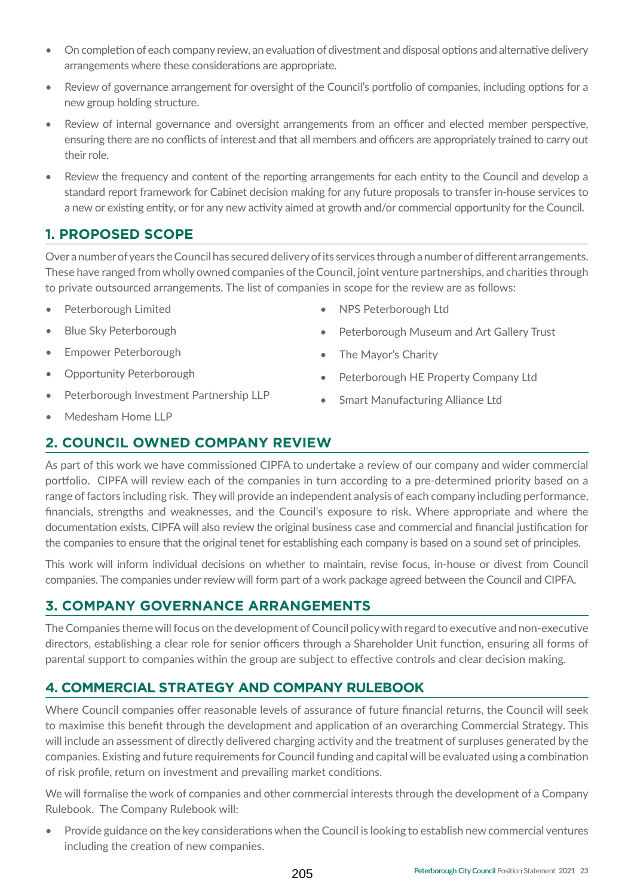- On completion of each company review, an evaluation of divestment and disposal options and alternative delivery arrangements where these considerations are appropriate.
- Review of governance arrangement for oversight of the Council's portfolio of companies, including options for a new group holding structure.
- Review of internal governance and oversight arrangements from an officer and elected member perspective, ensuring there are no conflicts of interest and that all members and officers are appropriately trained to carry out their role.
- Review the frequency and content of the reporting arrangements for each entity to the Council and develop a standard report framework for Cabinet decision making for any future proposals to transfer in-house services to a new or existing entity, or for any new activity aimed at growth and/or commercial opportunity for the Council.

## 1. PROPOSED SCOPE

Over a number of years the Council has secured delivery of its services through a number of different arrangements. These have ranged from wholly owned companies of the Council, joint venture partnerships, and charities through to private outsourced arrangements. The list of companies in scope for the review are as follows:

- Peterborough Limited
- Blue Sky Peterborough
- Empower Peterborough
- Opportunity Peterborough
- Peterborough Investment Partnership LLP
- Medesham Home LLP
- NPS Peterborough Ltd
- Peterborough Museum and Art Gallery Trust
- The Mayor's Charity
- Peterborough HE Property Company Ltd
- Smart Manufacturing Alliance Ltd

## 2. COUNCIL OWNED COMPANY REVIEW

As part of this work we have commissioned CIPFA to undertake a review of our company and wider commercial portfolio. CIPFA will review each of the companies in turn according to a pre-determined priority based on a range of factors including risk. They will provide an independent analysis of each company including performance, financials, strengths and weaknesses, and the Council's exposure to risk. Where appropriate and where the documentation exists, CIPFA will also review the original business case and commercial and financial justification for the companies to ensure that the original tenet for establishing each company is based on a sound set of principles.

This work will inform individual decisions on whether to maintain, revise focus, in-house or divest from Council companies. The companies under review will form part of a work package agreed between the Council and CIPFA.

## 3. COMPANY GOVERNANCE ARRANGEMENTS

The Companies theme will focus on the development of Council policy with regard to executive and non-executive directors, establishing a clear role for senior officers through a Shareholder Unit function, ensuring all forms of parental support to companies within the group are subject to effective controls and clear decision making.

## 4. COMMERCIAL STRATEGY AND COMPANY RULEBOOK

Where Council companies offer reasonable levels of assurance of future financial returns, the Council will seek to maximise this benefit through the development and application of an overarching Commercial Strategy. This will include an assessment of directly delivered charging activity and the treatment of surpluses generated by the companies. Existing and future requirements for Council funding and capital will be evaluated using a combination of risk profile, return on investment and prevailing market conditions.

We will formalise the work of companies and other commercial interests through the development of a Company Rulebook. The Company Rulebook will:

- Provide guidance on the key considerations when the Council is looking to establish new commercial ventures including the creation of new companies.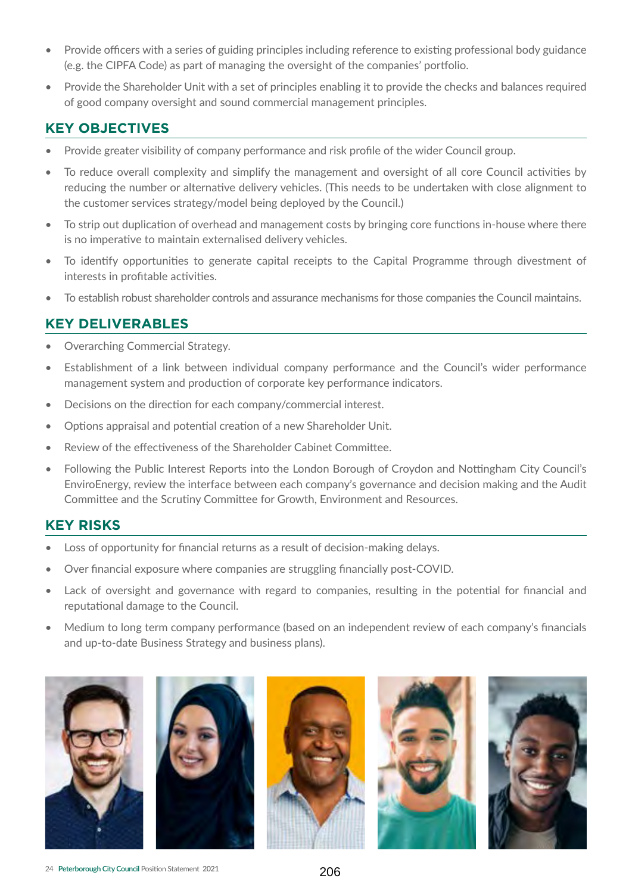- Provide officers with a series of guiding principles including reference to existing professional body guidance (e.g. the CIPFA Code) as part of managing the oversight of the companies' portfolio.
- Provide the Shareholder Unit with a set of principles enabling it to provide the checks and balances required of good company oversight and sound commercial management principles.

## KEY OBJECTIVES

- Provide greater visibility of company performance and risk profile of the wider Council group.
- To reduce overall complexity and simplify the management and oversight of all core Council activities by reducing the number or alternative delivery vehicles. (This needs to be undertaken with close alignment to the customer services strategy/model being deployed by the Council.)
- To strip out duplication of overhead and management costs by bringing core functions in-house where there is no imperative to maintain externalised delivery vehicles.
- To identify opportunities to generate capital receipts to the Capital Programme through divestment of interests in profitable activities.
- To establish robust shareholder controls and assurance mechanisms for those companies the Council maintains.

## KEY DELIVERABLES

- Overarching Commercial Strategy.
- Establishment of a link between individual company performance and the Council's wider performance management system and production of corporate key performance indicators.
- Decisions on the direction for each company/commercial interest.
- Options appraisal and potential creation of a new Shareholder Unit.
- Review of the effectiveness of the Shareholder Cabinet Committee.
- Following the Public Interest Reports into the London Borough of Croydon and Nottingham City Council's EnviroEnergy, review the interface between each company's governance and decision making and the Audit Committee and the Scrutiny Committee for Growth, Environment and Resources.

## KEY RISKS

- Loss of opportunity for financial returns as a result of decision-making delays.
- Over financial exposure where companies are struggling financially post-COVID.
- Lack of oversight and governance with regard to companies, resulting in the potential for financial and reputational damage to the Council.
- Medium to long term company performance (based on an independent review of each company's financials and up-to-date Business Strategy and business plans).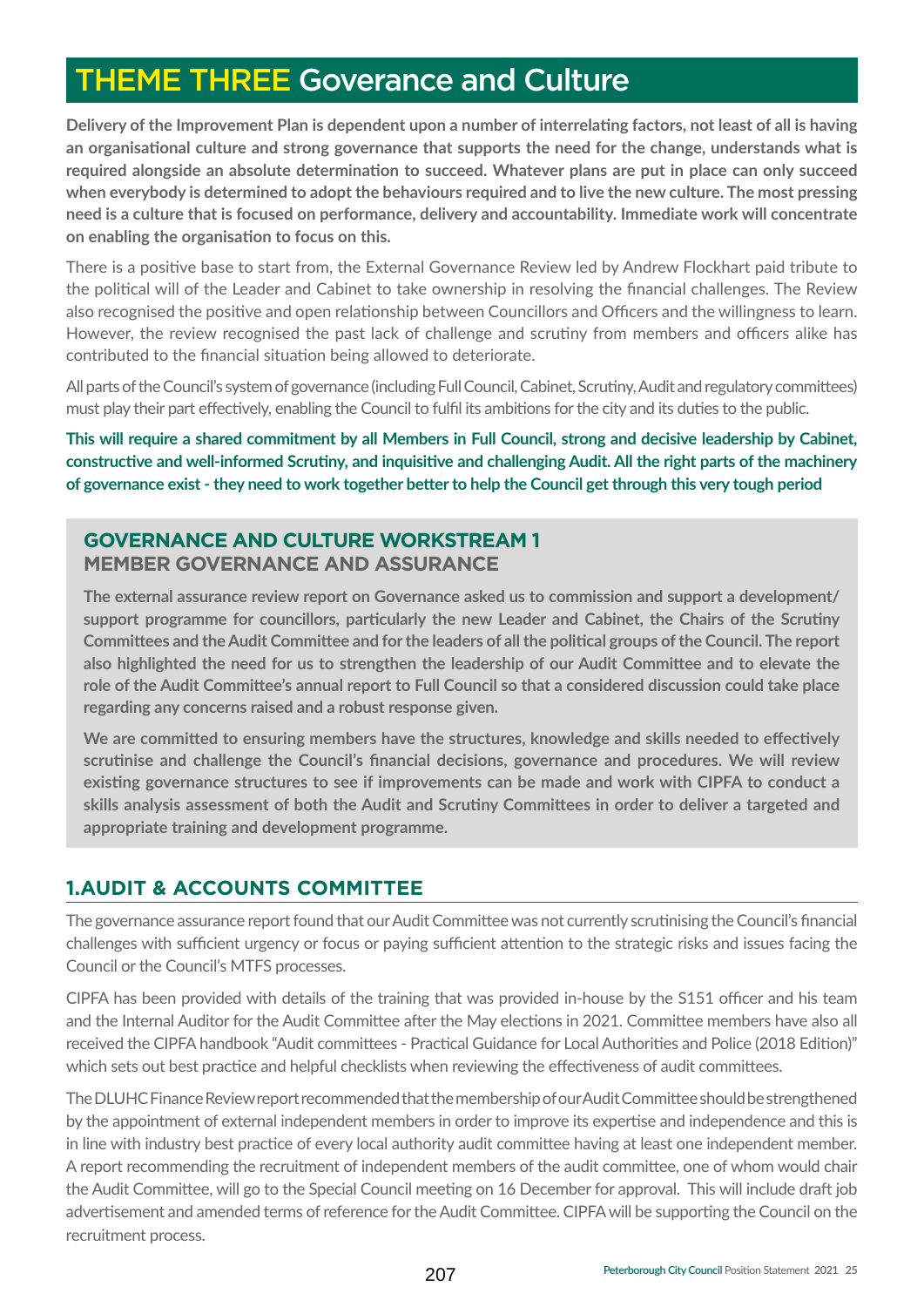# THEME THREE Goverance and Culture

**Delivery of the Improvement Plan is dependent upon a number of interrelating factors, not least of all is having an organisational culture and strong governance that supports the need for the change, understands what is required alongside an absolute determination to succeed. Whatever plans are put in place can only succeed when everybody is determined to adopt the behaviours required and to live the new culture. The most pressing need is a culture that is focused on performance, delivery and accountability. Immediate work will concentrate on enabling the organisation to focus on this.**

There is a positive base to start from, the External Governance Review led by Andrew Flockhart paid tribute to the political will of the Leader and Cabinet to take ownership in resolving the financial challenges. The Review also recognised the positive and open relationship between Councillors and Officers and the willingness to learn. However, the review recognised the past lack of challenge and scrutiny from members and officers alike has contributed to the financial situation being allowed to deteriorate.

All parts of the Council's system of governance (including Full Council, Cabinet, Scrutiny, Audit and regulatory committees) must play their part effectively, enabling the Council to fulfil its ambitions for the city and its duties to the public.

**This will require a shared commitment by all Members in Full Council, strong and decisive leadership by Cabinet, constructive and well-informed Scrutiny, and inquisitive and challenging Audit. All the right parts of the machinery of governance exist - they need to work together better to help the Council get through this very tough period**

## GOVERNANCE AND CULTURE WORKSTREAM 1
## MEMBER GOVERNANCE AND ASSURANCE

**The external assurance review report on Governance asked us to commission and support a development/ support programme for councillors, particularly the new Leader and Cabinet, the Chairs of the Scrutiny Committees and the Audit Committee and for the leaders of all the political groups of the Council. The report also highlighted the need for us to strengthen the leadership of our Audit Committee and to elevate the role of the Audit Committee's annual report to Full Council so that a considered discussion could take place regarding any concerns raised and a robust response given.**

**We are committed to ensuring members have the structures, knowledge and skills needed to effectively scrutinise and challenge the Council's financial decisions, governance and procedures. We will review existing governance structures to see if improvements can be made and work with CIPFA to conduct a skills analysis assessment of both the Audit and Scrutiny Committees in order to deliver a targeted and appropriate training and development programme.**

### 1.AUDIT & ACCOUNTS COMMITTEE

The governance assurance report found that our Audit Committee was not currently scrutinising the Council's financial challenges with sufficient urgency or focus or paying sufficient attention to the strategic risks and issues facing the Council or the Council's MTFS processes.

CIPFA has been provided with details of the training that was provided in-house by the S151 officer and his team and the Internal Auditor for the Audit Committee after the May elections in 2021. Committee members have also all received the CIPFA handbook "Audit committees - Practical Guidance for Local Authorities and Police (2018 Edition)" which sets out best practice and helpful checklists when reviewing the effectiveness of audit committees.

The DLUHC Finance Review report recommended that the membership of our Audit Committee should be strengthened by the appointment of external independent members in order to improve its expertise and independence and this is in line with industry best practice of every local authority audit committee having at least one independent member. A report recommending the recruitment of independent members of the audit committee, one of whom would chair the Audit Committee, will go to the Special Council meeting on 16 December for approval. This will include draft job advertisement and amended terms of reference for the Audit Committee. CIPFA will be supporting the Council on the recruitment process.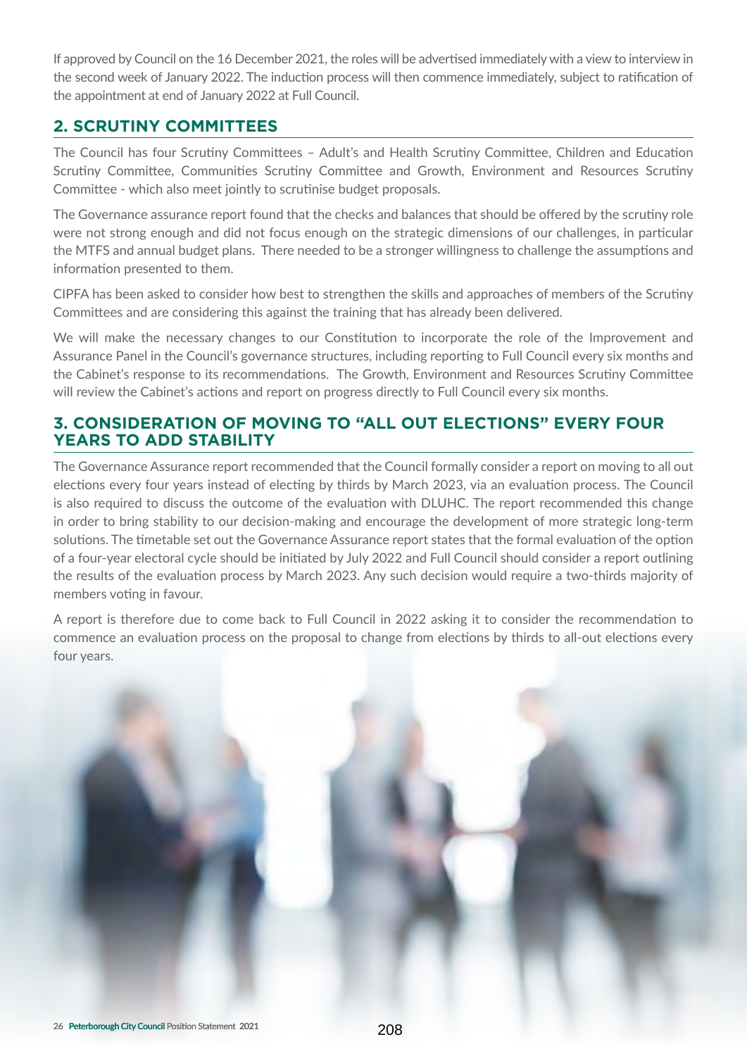If approved by Council on the 16 December 2021, the roles will be advertised immediately with a view to interview in the second week of January 2022. The induction process will then commence immediately, subject to ratification of the appointment at end of January 2022 at Full Council.

## 2. SCRUTINY COMMITTEES

The Council has four Scrutiny Committees – Adult's and Health Scrutiny Committee, Children and Education Scrutiny Committee, Communities Scrutiny Committee and Growth, Environment and Resources Scrutiny Committee - which also meet jointly to scrutinise budget proposals.

The Governance assurance report found that the checks and balances that should be offered by the scrutiny role were not strong enough and did not focus enough on the strategic dimensions of our challenges, in particular the MTFS and annual budget plans. There needed to be a stronger willingness to challenge the assumptions and information presented to them.

CIPFA has been asked to consider how best to strengthen the skills and approaches of members of the Scrutiny Committees and are considering this against the training that has already been delivered.

We will make the necessary changes to our Constitution to incorporate the role of the Improvement and Assurance Panel in the Council's governance structures, including reporting to Full Council every six months and the Cabinet's response to its recommendations. The Growth, Environment and Resources Scrutiny Committee will review the Cabinet's actions and report on progress directly to Full Council every six months.

## 3. CONSIDERATION OF MOVING TO "ALL OUT ELECTIONS" EVERY FOUR YEARS TO ADD STABILITY

The Governance Assurance report recommended that the Council formally consider a report on moving to all out elections every four years instead of electing by thirds by March 2023, via an evaluation process. The Council is also required to discuss the outcome of the evaluation with DLUHC. The report recommended this change in order to bring stability to our decision-making and encourage the development of more strategic long-term solutions. The timetable set out the Governance Assurance report states that the formal evaluation of the option of a four-year electoral cycle should be initiated by July 2022 and Full Council should consider a report outlining the results of the evaluation process by March 2023. Any such decision would require a two-thirds majority of members voting in favour.

A report is therefore due to come back to Full Council in 2022 asking it to consider the recommendation to commence an evaluation process on the proposal to change from elections by thirds to all-out elections every four years.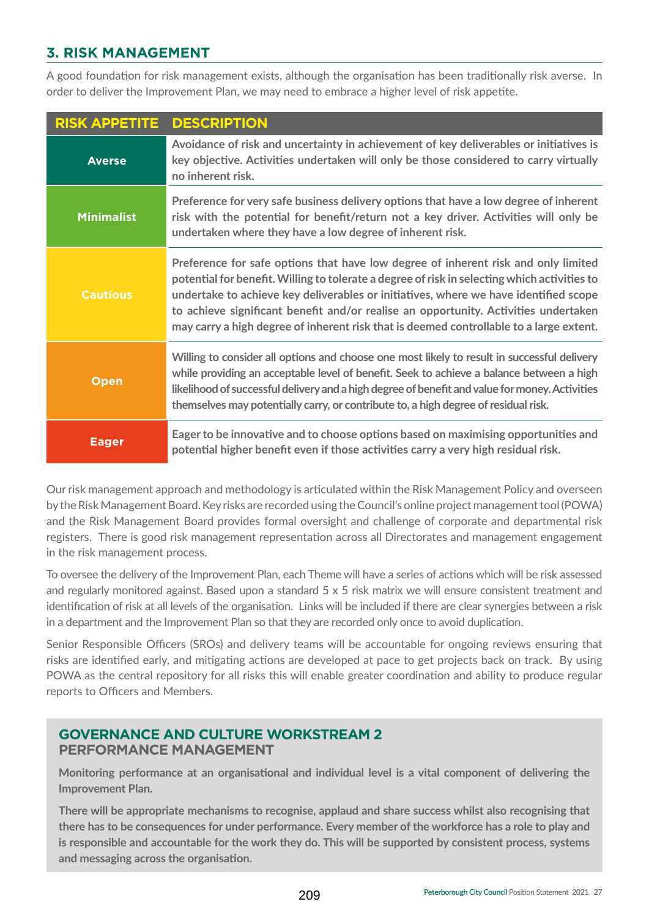## 3. RISK MANAGEMENT

A good foundation for risk management exists, although the organisation has been traditionally risk averse. In order to deliver the Improvement Plan, we may need to embrace a higher level of risk appetite.

| RISK APPETITE | DESCRIPTION |
|---|---|
| **Averse** | **Avoidance of risk and uncertainty in achievement of key deliverables or initiatives is key objective. Activities undertaken will only be those considered to carry virtually no inherent risk.** |
| **Minimalist** | **Preference for very safe business delivery options that have a low degree of inherent risk with the potential for benefit/return not a key driver. Activities will only be undertaken where they have a low degree of inherent risk.** |
| **Cautious** | **Preference for safe options that have low degree of inherent risk and only limited potential for benefit. Willing to tolerate a degree of risk in selecting which activities to undertake to achieve key deliverables or initiatives, where we have identified scope to achieve significant benefit and/or realise an opportunity. Activities undertaken may carry a high degree of inherent risk that is deemed controllable to a large extent.** |
| **Open** | **Willing to consider all options and choose one most likely to result in successful delivery while providing an acceptable level of benefit. Seek to achieve a balance between a high likelihood of successful delivery and a high degree of benefit and value for money. Activities themselves may potentially carry, or contribute to, a high degree of residual risk.** |
| **Eager** | **Eager to be innovative and to choose options based on maximising opportunities and potential higher benefit even if those activities carry a very high residual risk.** |

Our risk management approach and methodology is articulated within the Risk Management Policy and overseen by the Risk Management Board. Key risks are recorded using the Council's online project management tool (POWA) and the Risk Management Board provides formal oversight and challenge of corporate and departmental risk registers. There is good risk management representation across all Directorates and management engagement in the risk management process.

To oversee the delivery of the Improvement Plan, each Theme will have a series of actions which will be risk assessed and regularly monitored against. Based upon a standard 5 x 5 risk matrix we will ensure consistent treatment and identification of risk at all levels of the organisation. Links will be included if there are clear synergies between a risk in a department and the Improvement Plan so that they are recorded only once to avoid duplication.

Senior Responsible Officers (SROs) and delivery teams will be accountable for ongoing reviews ensuring that risks are identified early, and mitigating actions are developed at pace to get projects back on track. By using POWA as the central repository for all risks this will enable greater coordination and ability to produce regular reports to Officers and Members.

### GOVERNANCE AND CULTURE WORKSTREAM 2
### PERFORMANCE MANAGEMENT

**Monitoring performance at an organisational and individual level is a vital component of delivering the Improvement Plan.**

**There will be appropriate mechanisms to recognise, applaud and share success whilst also recognising that there has to be consequences for under performance. Every member of the workforce has a role to play and is responsible and accountable for the work they do. This will be supported by consistent process, systems and messaging across the organisation.**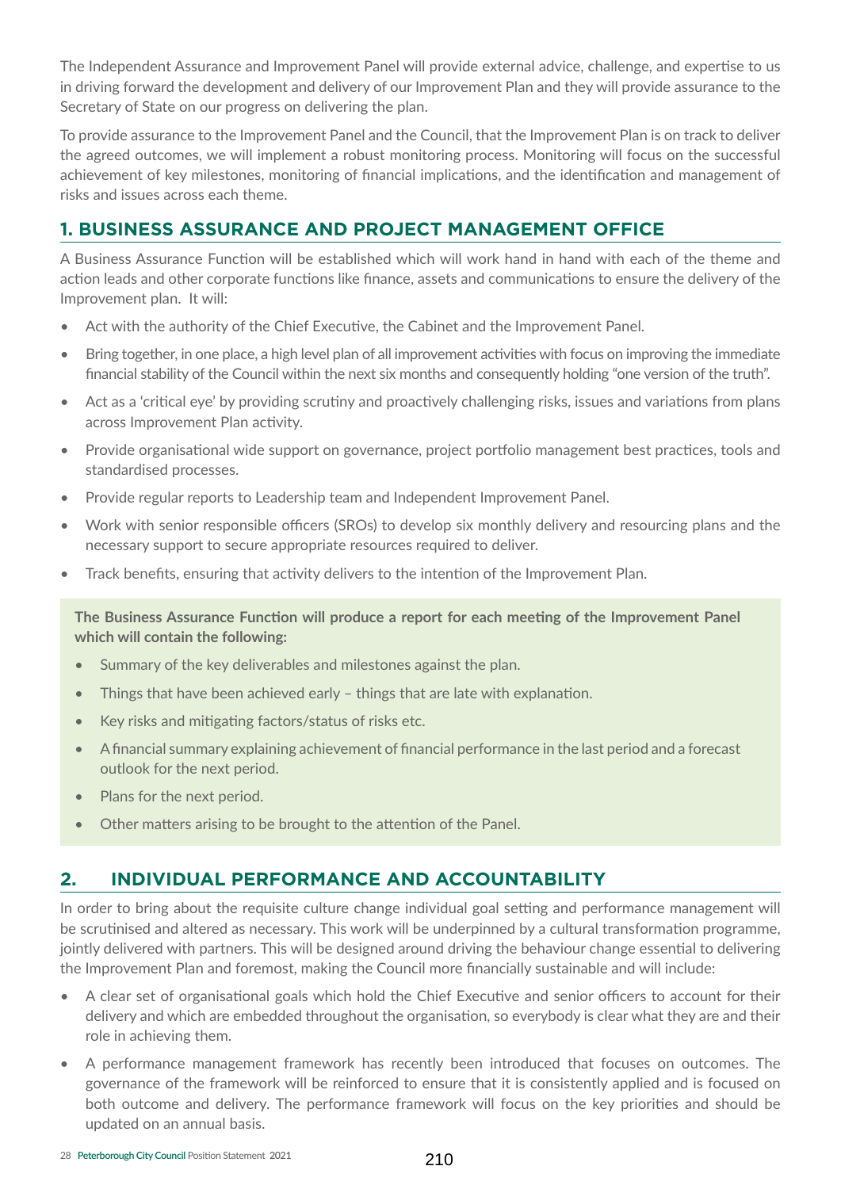The Independent Assurance and Improvement Panel will provide external advice, challenge, and expertise to us in driving forward the development and delivery of our Improvement Plan and they will provide assurance to the Secretary of State on our progress on delivering the plan.

To provide assurance to the Improvement Panel and the Council, that the Improvement Plan is on track to deliver the agreed outcomes, we will implement a robust monitoring process. Monitoring will focus on the successful achievement of key milestones, monitoring of financial implications, and the identification and management of risks and issues across each theme.

## 1. BUSINESS ASSURANCE AND PROJECT MANAGEMENT OFFICE

A Business Assurance Function will be established which will work hand in hand with each of the theme and action leads and other corporate functions like finance, assets and communications to ensure the delivery of the Improvement plan. It will:

- Act with the authority of the Chief Executive, the Cabinet and the Improvement Panel.
- Bring together, in one place, a high level plan of all improvement activities with focus on improving the immediate financial stability of the Council within the next six months and consequently holding "one version of the truth".
- Act as a 'critical eye' by providing scrutiny and proactively challenging risks, issues and variations from plans across Improvement Plan activity.
- Provide organisational wide support on governance, project portfolio management best practices, tools and standardised processes.
- Provide regular reports to Leadership team and Independent Improvement Panel.
- Work with senior responsible officers (SROs) to develop six monthly delivery and resourcing plans and the necessary support to secure appropriate resources required to deliver.
- Track benefits, ensuring that activity delivers to the intention of the Improvement Plan.

**The Business Assurance Function will produce a report for each meeting of the Improvement Panel which will contain the following:**

- Summary of the key deliverables and milestones against the plan.
- Things that have been achieved early – things that are late with explanation.
- Key risks and mitigating factors/status of risks etc.
- A financial summary explaining achievement of financial performance in the last period and a forecast outlook for the next period.
- Plans for the next period.
- Other matters arising to be brought to the attention of the Panel.

## 2. INDIVIDUAL PERFORMANCE AND ACCOUNTABILITY

In order to bring about the requisite culture change individual goal setting and performance management will be scrutinised and altered as necessary. This work will be underpinned by a cultural transformation programme, jointly delivered with partners. This will be designed around driving the behaviour change essential to delivering the Improvement Plan and foremost, making the Council more financially sustainable and will include:

- A clear set of organisational goals which hold the Chief Executive and senior officers to account for their delivery and which are embedded throughout the organisation, so everybody is clear what they are and their role in achieving them.
- A performance management framework has recently been introduced that focuses on outcomes. The governance of the framework will be reinforced to ensure that it is consistently applied and is focused on both outcome and delivery. The performance framework will focus on the key priorities and should be updated on an annual basis.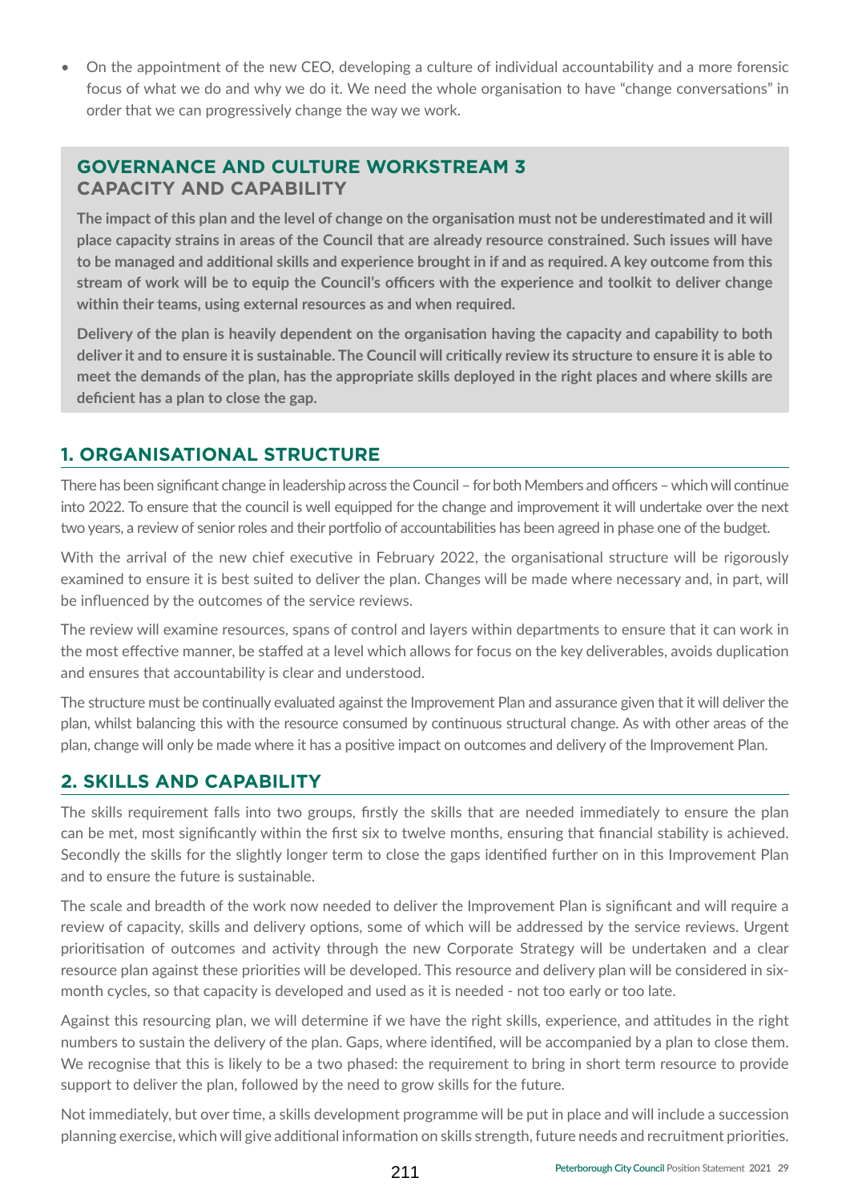- On the appointment of the new CEO, developing a culture of individual accountability and a more forensic focus of what we do and why we do it. We need the whole organisation to have "change conversations" in order that we can progressively change the way we work.

## GOVERNANCE AND CULTURE WORKSTREAM 3
## CAPACITY AND CAPABILITY

**The impact of this plan and the level of change on the organisation must not be underestimated and it will place capacity strains in areas of the Council that are already resource constrained. Such issues will have to be managed and additional skills and experience brought in if and as required. A key outcome from this stream of work will be to equip the Council's officers with the experience and toolkit to deliver change within their teams, using external resources as and when required.**

**Delivery of the plan is heavily dependent on the organisation having the capacity and capability to both deliver it and to ensure it is sustainable. The Council will critically review its structure to ensure it is able to meet the demands of the plan, has the appropriate skills deployed in the right places and where skills are deficient has a plan to close the gap.**

## 1. ORGANISATIONAL STRUCTURE

There has been significant change in leadership across the Council – for both Members and officers – which will continue into 2022. To ensure that the council is well equipped for the change and improvement it will undertake over the next two years, a review of senior roles and their portfolio of accountabilities has been agreed in phase one of the budget.

With the arrival of the new chief executive in February 2022, the organisational structure will be rigorously examined to ensure it is best suited to deliver the plan. Changes will be made where necessary and, in part, will be influenced by the outcomes of the service reviews.

The review will examine resources, spans of control and layers within departments to ensure that it can work in the most effective manner, be staffed at a level which allows for focus on the key deliverables, avoids duplication and ensures that accountability is clear and understood.

The structure must be continually evaluated against the Improvement Plan and assurance given that it will deliver the plan, whilst balancing this with the resource consumed by continuous structural change. As with other areas of the plan, change will only be made where it has a positive impact on outcomes and delivery of the Improvement Plan.

## 2. SKILLS AND CAPABILITY

The skills requirement falls into two groups, firstly the skills that are needed immediately to ensure the plan can be met, most significantly within the first six to twelve months, ensuring that financial stability is achieved. Secondly the skills for the slightly longer term to close the gaps identified further on in this Improvement Plan and to ensure the future is sustainable.

The scale and breadth of the work now needed to deliver the Improvement Plan is significant and will require a review of capacity, skills and delivery options, some of which will be addressed by the service reviews. Urgent prioritisation of outcomes and activity through the new Corporate Strategy will be undertaken and a clear resource plan against these priorities will be developed. This resource and delivery plan will be considered in six-month cycles, so that capacity is developed and used as it is needed - not too early or too late.

Against this resourcing plan, we will determine if we have the right skills, experience, and attitudes in the right numbers to sustain the delivery of the plan. Gaps, where identified, will be accompanied by a plan to close them. We recognise that this is likely to be a two phased: the requirement to bring in short term resource to provide support to deliver the plan, followed by the need to grow skills for the future.

Not immediately, but over time, a skills development programme will be put in place and will include a succession planning exercise, which will give additional information on skills strength, future needs and recruitment priorities.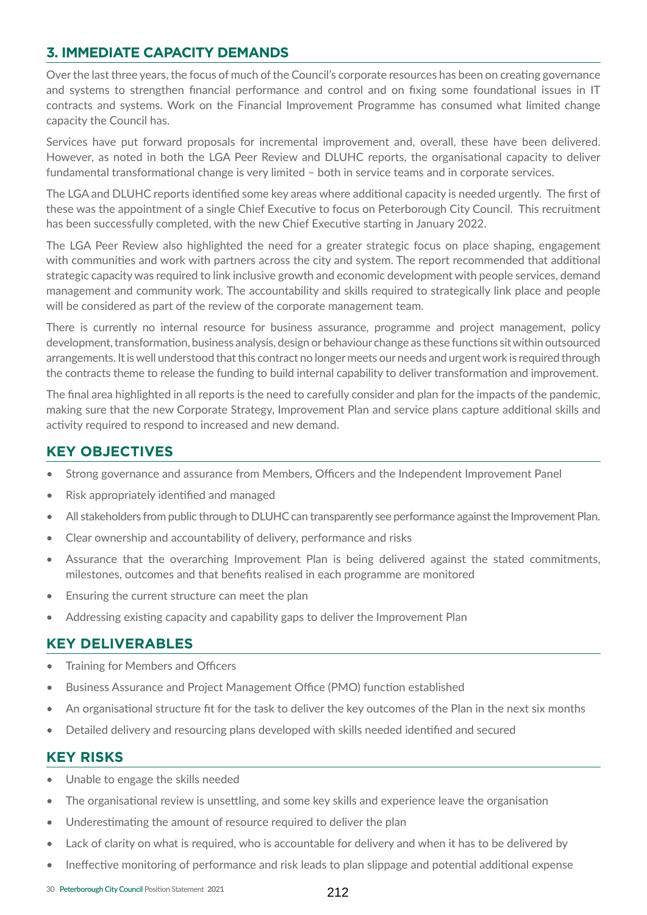## 3. IMMEDIATE CAPACITY DEMANDS

Over the last three years, the focus of much of the Council's corporate resources has been on creating governance and systems to strengthen financial performance and control and on fixing some foundational issues in IT contracts and systems. Work on the Financial Improvement Programme has consumed what limited change capacity the Council has.

Services have put forward proposals for incremental improvement and, overall, these have been delivered. However, as noted in both the LGA Peer Review and DLUHC reports, the organisational capacity to deliver fundamental transformational change is very limited – both in service teams and in corporate services.

The LGA and DLUHC reports identified some key areas where additional capacity is needed urgently. The first of these was the appointment of a single Chief Executive to focus on Peterborough City Council. This recruitment has been successfully completed, with the new Chief Executive starting in January 2022.

The LGA Peer Review also highlighted the need for a greater strategic focus on place shaping, engagement with communities and work with partners across the city and system. The report recommended that additional strategic capacity was required to link inclusive growth and economic development with people services, demand management and community work. The accountability and skills required to strategically link place and people will be considered as part of the review of the corporate management team.

There is currently no internal resource for business assurance, programme and project management, policy development, transformation, business analysis, design or behaviour change as these functions sit within outsourced arrangements. It is well understood that this contract no longer meets our needs and urgent work is required through the contracts theme to release the funding to build internal capability to deliver transformation and improvement.

The final area highlighted in all reports is the need to carefully consider and plan for the impacts of the pandemic, making sure that the new Corporate Strategy, Improvement Plan and service plans capture additional skills and activity required to respond to increased and new demand.

## KEY OBJECTIVES

- Strong governance and assurance from Members, Officers and the Independent Improvement Panel
- Risk appropriately identified and managed
- All stakeholders from public through to DLUHC can transparently see performance against the Improvement Plan.
- Clear ownership and accountability of delivery, performance and risks
- Assurance that the overarching Improvement Plan is being delivered against the stated commitments, milestones, outcomes and that benefits realised in each programme are monitored
- Ensuring the current structure can meet the plan
- Addressing existing capacity and capability gaps to deliver the Improvement Plan

## KEY DELIVERABLES

- Training for Members and Officers
- Business Assurance and Project Management Office (PMO) function established
- An organisational structure fit for the task to deliver the key outcomes of the Plan in the next six months
- Detailed delivery and resourcing plans developed with skills needed identified and secured

## KEY RISKS

- Unable to engage the skills needed
- The organisational review is unsettling, and some key skills and experience leave the organisation
- Underestimating the amount of resource required to deliver the plan
- Lack of clarity on what is required, who is accountable for delivery and when it has to be delivered by
- Ineffective monitoring of performance and risk leads to plan slippage and potential additional expense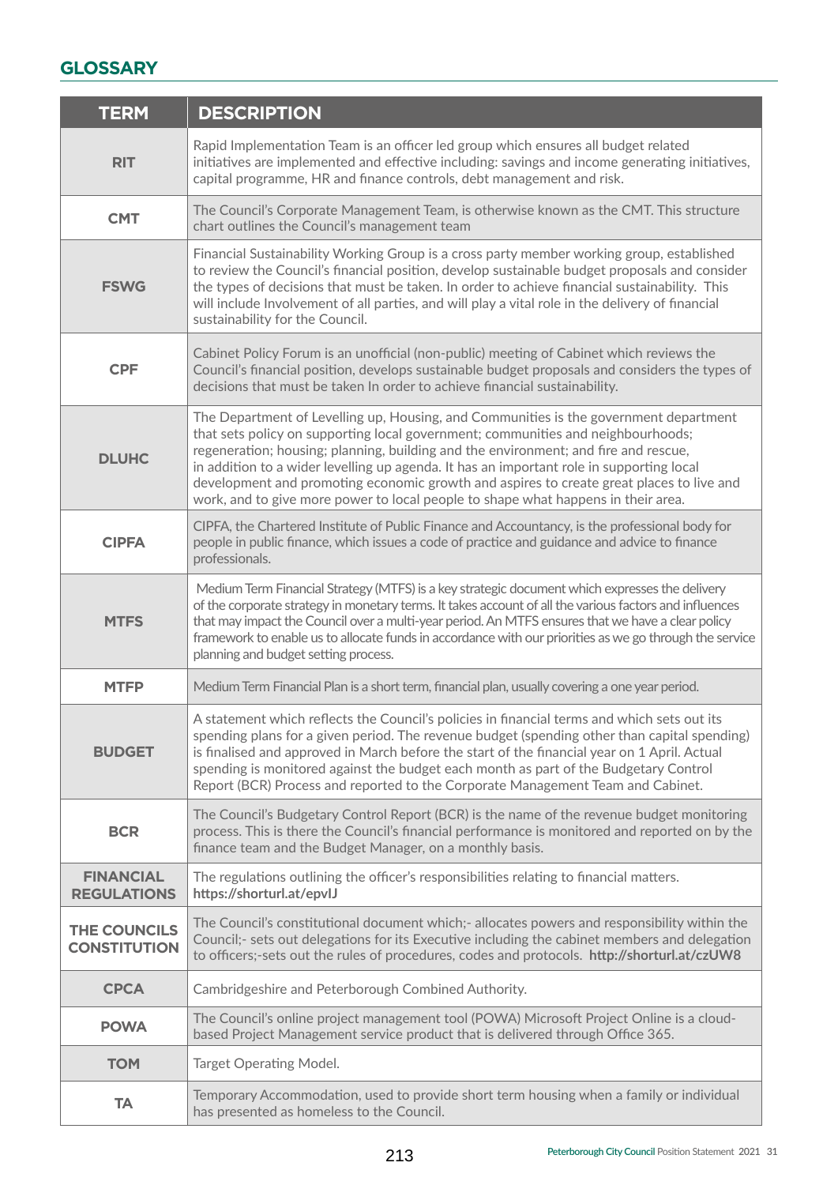## GLOSSARY

| TERM | DESCRIPTION |
|---|---|
| RIT | Rapid Implementation Team is an officer led group which ensures all budget related initiatives are implemented and effective including: savings and income generating initiatives, capital programme, HR and finance controls, debt management and risk. |
| CMT | The Council's Corporate Management Team, is otherwise known as the CMT. This structure chart outlines the Council's management team |
| FSWG | Financial Sustainability Working Group is a cross party member working group, established to review the Council's financial position, develop sustainable budget proposals and consider the types of decisions that must be taken. In order to achieve financial sustainability. This will include Involvement of all parties, and will play a vital role in the delivery of financial sustainability for the Council. |
| CPF | Cabinet Policy Forum is an unofficial (non-public) meeting of Cabinet which reviews the Council's financial position, develops sustainable budget proposals and considers the types of decisions that must be taken In order to achieve financial sustainability. |
| DLUHC | The Department of Levelling up, Housing, and Communities is the government department that sets policy on supporting local government; communities and neighbourhoods; regeneration; housing; planning, building and the environment; and fire and rescue, in addition to a wider levelling up agenda. It has an important role in supporting local development and promoting economic growth and aspires to create great places to live and work, and to give more power to local people to shape what happens in their area. |
| CIPFA | CIPFA, the Chartered Institute of Public Finance and Accountancy, is the professional body for people in public finance, which issues a code of practice and guidance and advice to finance professionals. |
| MTFS | Medium Term Financial Strategy (MTFS) is a key strategic document which expresses the delivery of the corporate strategy in monetary terms. It takes account of all the various factors and influences that may impact the Council over a multi-year period. An MTFS ensures that we have a clear policy framework to enable us to allocate funds in accordance with our priorities as we go through the service planning and budget setting process. |
| MTFP | Medium Term Financial Plan is a short term, financial plan, usually covering a one year period. |
| BUDGET | A statement which reflects the Council's policies in financial terms and which sets out its spending plans for a given period. The revenue budget (spending other than capital spending) is finalised and approved in March before the start of the financial year on 1 April. Actual spending is monitored against the budget each month as part of the Budgetary Control Report (BCR) Process and reported to the Corporate Management Team and Cabinet. |
| BCR | The Council's Budgetary Control Report (BCR) is the name of the revenue budget monitoring process. This is there the Council's financial performance is monitored and reported on by the finance team and the Budget Manager, on a monthly basis. |
| FINANCIAL REGULATIONS | The regulations outlining the officer's responsibilities relating to financial matters. **https://shorturl.at/epvlJ** |
| THE COUNCILS CONSTITUTION | The Council's constitutional document which;- allocates powers and responsibility within the Council;- sets out delegations for its Executive including the cabinet members and delegation to officers;-sets out the rules of procedures, codes and protocols. **http://shorturl.at/czUW8** |
| CPCA | Cambridgeshire and Peterborough Combined Authority. |
| POWA | The Council's online project management tool (POWA) Microsoft Project Online is a cloud-based Project Management service product that is delivered through Office 365. |
| TOM | Target Operating Model. |
| TA | Temporary Accommodation, used to provide short term housing when a family or individual has presented as homeless to the Council. |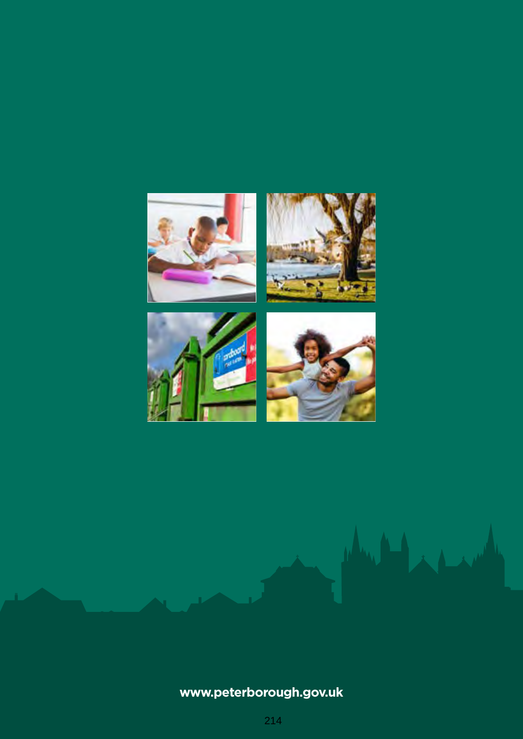www.peterborough.gov.uk